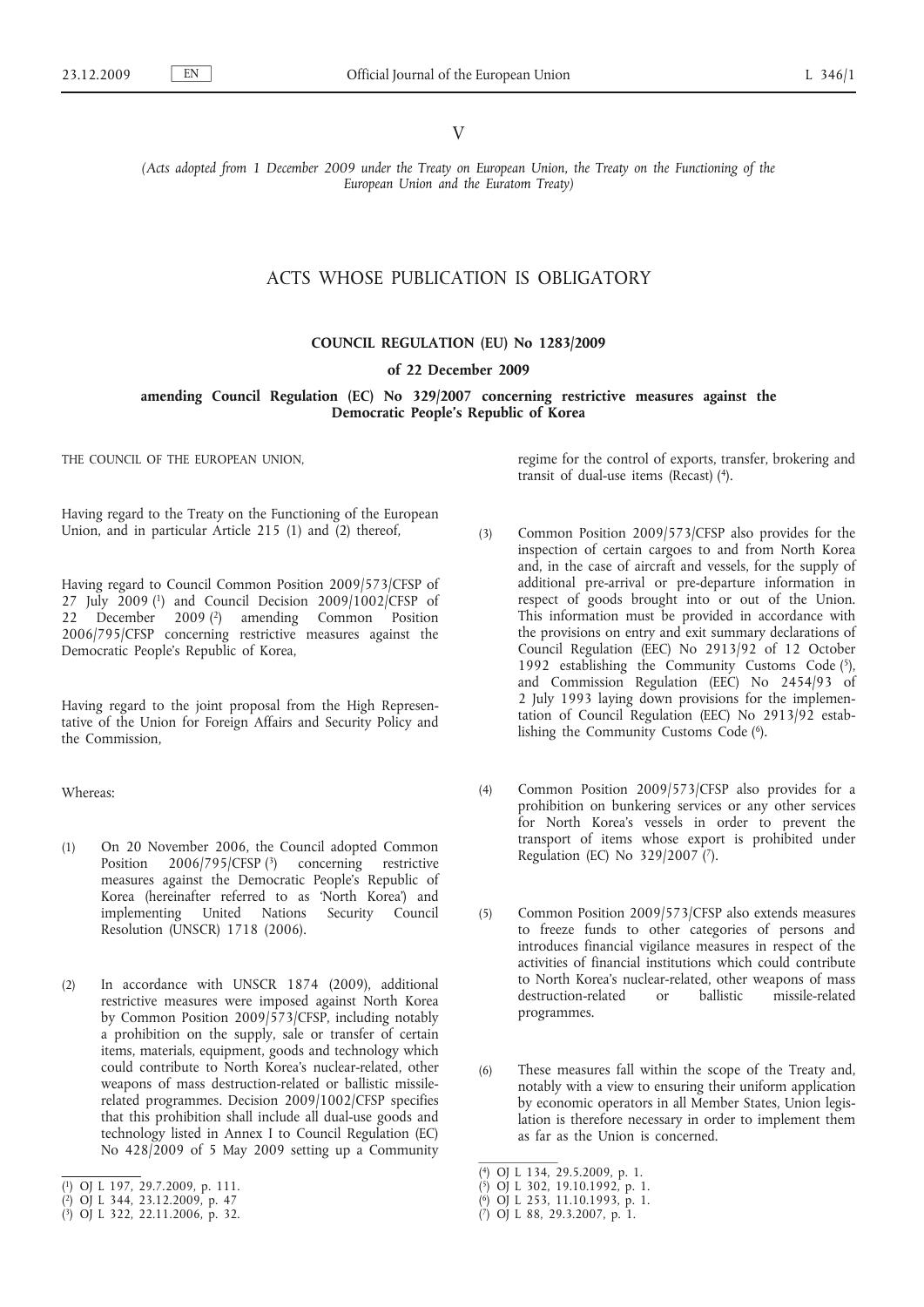V

*(Acts adopted from 1 December 2009 under the Treaty on European Union, the Treaty on the Functioning of the European Union and the Euratom Treaty)*

# ACTS WHOSE PUBLICATION IS OBLIGATORY

## COUNCIL REGULATION (EU) No 1283/2009

### of 22 December 2009

### amending Council Regulation (EC) No 329/2007 concerning restrictive measures against the Democratic People's Republic of Korea

THE COUNCIL OF THE EUROPEAN UNION,

Having regard to the Treaty on the Functioning of the European Union, and in particular Article 215 (1) and (2) thereof,

Having regard to Council Common Position 2009/573/CFSP of 27 July 2009 [1] and Council Decision 2009/1002/CFSP of 22 December 2009 [2] amending Common Position 2006/795/CFSP concerning restrictive measures against the Democratic People's Republic of Korea,

Having regard to the joint proposal from the High Representative of the Union for Foreign Affairs and Security Policy and the Commission,

Whereas:

(1) On 20 November 2006, the Council adopted Common Position 2006/795/CFSP [3] concerning restrictive measures against the Democratic People's Republic of Korea (hereinafter referred to as 'North Korea') and implementing United Nations Security Council Resolution (UNSCR) 1718 (2006).

(2) In accordance with UNSCR 1874 (2009), additional restrictive measures were imposed against North Korea by Common Position 2009/573/CFSP, including notably a prohibition on the supply, sale or transfer of certain items, materials, equipment, goods and technology which could contribute to North Korea's nuclear-related, other weapons of mass destruction-related or ballistic missile-related programmes. Decision 2009/1002/CFSP specifies that this prohibition shall include all dual-use goods and technology listed in Annex I to Council Regulation (EC) No 428/2009 of 5 May 2009 setting up a Community regime for the control of exports, transfer, brokering and transit of dual-use items (Recast) [4].

(3) Common Position 2009/573/CFSP also provides for the inspection of certain cargoes to and from North Korea and, in the case of aircraft and vessels, for the supply of additional pre-arrival or pre-departure information in respect of goods brought into or out of the Union. This information must be provided in accordance with the provisions on entry and exit summary declarations of Council Regulation (EEC) No 2913/92 of 12 October 1992 establishing the Community Customs Code [5], and Commission Regulation (EEC) No 2454/93 of 2 July 1993 laying down provisions for the implementation of Council Regulation (EEC) No 2913/92 establishing the Community Customs Code [6].

(4) Common Position 2009/573/CFSP also provides for a prohibition on bunkering services or any other services for North Korea's vessels in order to prevent the transport of items whose export is prohibited under Regulation (EC) No 329/2007 [7].

(5) Common Position 2009/573/CFSP also extends measures to freeze funds to other categories of persons and introduces financial vigilance measures in respect of the activities of financial institutions which could contribute to North Korea's nuclear-related, other weapons of mass destruction-related or ballistic missile-related programmes.

(6) These measures fall within the scope of the Treaty and, notably with a view to ensuring their uniform application by economic operators in all Member States, Union legislation is therefore necessary in order to implement them as far as the Union is concerned.

---

[1] OJ L 197, 29.7.2009, p. 111.
[2] OJ L 344, 23.12.2009, p. 47
[3] OJ L 322, 22.11.2006, p. 32.
[4] OJ L 134, 29.5.2009, p. 1.
[5] OJ L 302, 19.10.1992, p. 1.
[6] OJ L 253, 11.10.1993, p. 1.
[7] OJ L 88, 29.3.2007, p. 1.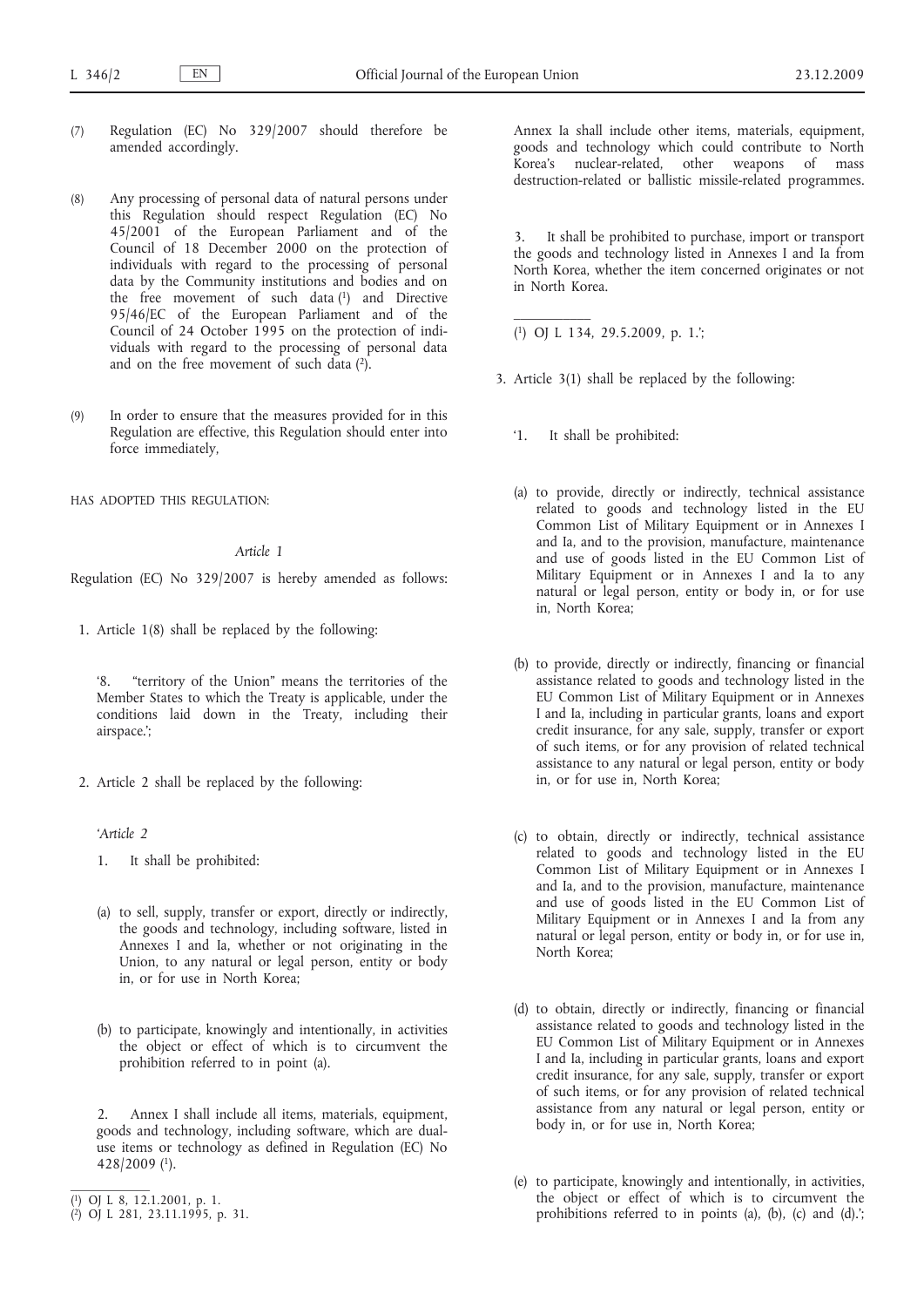(7) Regulation (EC) No 329/2007 should therefore be amended accordingly.

(8) Any processing of personal data of natural persons under this Regulation should respect Regulation (EC) No 45/2001 of the European Parliament and of the Council of 18 December 2000 on the protection of individuals with regard to the processing of personal data by the Community institutions and bodies and on the free movement of such data [1] and Directive 95/46/EC of the European Parliament and of the Council of 24 October 1995 on the protection of individuals with regard to the processing of personal data and on the free movement of such data [2].

(9) In order to ensure that the measures provided for in this Regulation are effective, this Regulation should enter into force immediately,

HAS ADOPTED THIS REGULATION:

*Article 1*

Regulation (EC) No 329/2007 is hereby amended as follows:

1. Article 1(8) shall be replaced by the following:

'8. "territory of the Union" means the territories of the Member States to which the Treaty is applicable, under the conditions laid down in the Treaty, including their airspace.';

2. Article 2 shall be replaced by the following:

'*Article 2*

1. It shall be prohibited:

(a) to sell, supply, transfer or export, directly or indirectly, the goods and technology, including software, listed in Annexes I and Ia, whether or not originating in the Union, to any natural or legal person, entity or body in, or for use in North Korea;

(b) to participate, knowingly and intentionally, in activities the object or effect of which is to circumvent the prohibition referred to in point (a).

2. Annex I shall include all items, materials, equipment, goods and technology, including software, which are dual-use items or technology as defined in Regulation (EC) No 428/2009 [1].

Annex Ia shall include other items, materials, equipment, goods and technology which could contribute to North Korea's nuclear-related, other weapons of mass destruction-related or ballistic missile-related programmes.

3. It shall be prohibited to purchase, import or transport the goods and technology listed in Annexes I and Ia from North Korea, whether the item concerned originates or not in North Korea.

[1] OJ L 134, 29.5.2009, p. 1.';

3. Article 3(1) shall be replaced by the following:

'1. It shall be prohibited:

(a) to provide, directly or indirectly, technical assistance related to goods and technology listed in the EU Common List of Military Equipment or in Annexes I and Ia, and to the provision, manufacture, maintenance and use of goods listed in the EU Common List of Military Equipment or in Annexes I and Ia to any natural or legal person, entity or body in, or for use in, North Korea;

(b) to provide, directly or indirectly, financing or financial assistance related to goods and technology listed in the EU Common List of Military Equipment or in Annexes I and Ia, including in particular grants, loans and export credit insurance, for any sale, supply, transfer or export of such items, or for any provision of related technical assistance to any natural or legal person, entity or body in, or for use in, North Korea;

(c) to obtain, directly or indirectly, technical assistance related to goods and technology listed in the EU Common List of Military Equipment or in Annexes I and Ia, and to the provision, manufacture, maintenance and use of goods listed in the EU Common List of Military Equipment or in Annexes I and Ia from any natural or legal person, entity or body in, or for use in, North Korea;

(d) to obtain, directly or indirectly, financing or financial assistance related to goods and technology listed in the EU Common List of Military Equipment or in Annexes I and Ia, including in particular grants, loans and export credit insurance, for any sale, supply, transfer or export of such items, or for any provision of related technical assistance from any natural or legal person, entity or body in, or for use in, North Korea;

(e) to participate, knowingly and intentionally, in activities, the object or effect of which is to circumvent the prohibitions referred to in points (a), (b), (c) and (d).';

[1] OJ L 8, 12.1.2001, p. 1.

[2] OJ L 281, 23.11.1995, p. 31.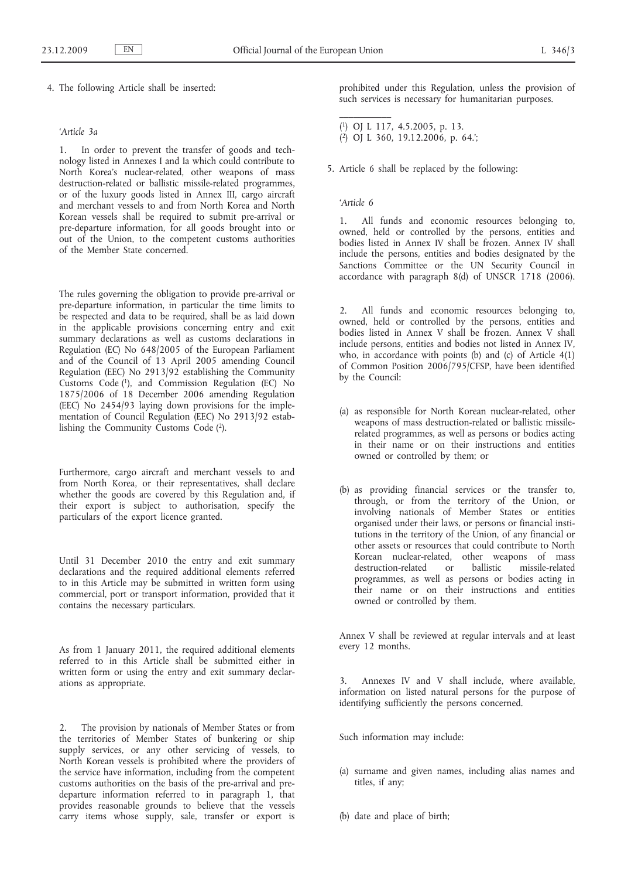4. The following Article shall be inserted:

'*Article 3a*

1. In order to prevent the transfer of goods and technology listed in Annexes I and Ia which could contribute to North Korea's nuclear-related, other weapons of mass destruction-related or ballistic missile-related programmes, or of the luxury goods listed in Annex III, cargo aircraft and merchant vessels to and from North Korea and North Korean vessels shall be required to submit pre-arrival or pre-departure information, for all goods brought into or out of the Union, to the competent customs authorities of the Member State concerned.

The rules governing the obligation to provide pre-arrival or pre-departure information, in particular the time limits to be respected and data to be required, shall be as laid down in the applicable provisions concerning entry and exit summary declarations as well as customs declarations in Regulation (EC) No 648/2005 of the European Parliament and of the Council of 13 April 2005 amending Council Regulation (EEC) No 2913/92 establishing the Community Customs Code [1], and Commission Regulation (EC) No 1875/2006 of 18 December 2006 amending Regulation (EEC) No 2454/93 laying down provisions for the implementation of Council Regulation (EEC) No 2913/92 establishing the Community Customs Code [2].

Furthermore, cargo aircraft and merchant vessels to and from North Korea, or their representatives, shall declare whether the goods are covered by this Regulation and, if their export is subject to authorisation, specify the particulars of the export licence granted.

Until 31 December 2010 the entry and exit summary declarations and the required additional elements referred to in this Article may be submitted in written form using commercial, port or transport information, provided that it contains the necessary particulars.

As from 1 January 2011, the required additional elements referred to in this Article shall be submitted either in written form or using the entry and exit summary declarations as appropriate.

2. The provision by nationals of Member States or from the territories of Member States of bunkering or ship supply services, or any other servicing of vessels, to North Korean vessels is prohibited where the providers of the service have information, including from the competent customs authorities on the basis of the pre-arrival and pre-departure information referred to in paragraph 1, that provides reasonable grounds to believe that the vessels carry items whose supply, sale, transfer or export is prohibited under this Regulation, unless the provision of such services is necessary for humanitarian purposes.

---

[1] OJ L 117, 4.5.2005, p. 13.
[2] OJ L 360, 19.12.2006, p. 64.';

5. Article 6 shall be replaced by the following:

'*Article 6*

1. All funds and economic resources belonging to, owned, held or controlled by the persons, entities and bodies listed in Annex IV shall be frozen. Annex IV shall include the persons, entities and bodies designated by the Sanctions Committee or the UN Security Council in accordance with paragraph 8(d) of UNSCR 1718 (2006).

2. All funds and economic resources belonging to, owned, held or controlled by the persons, entities and bodies listed in Annex V shall be frozen. Annex V shall include persons, entities and bodies not listed in Annex IV, who, in accordance with points (b) and (c) of Article 4(1) of Common Position 2006/795/CFSP, have been identified by the Council:

(a) as responsible for North Korean nuclear-related, other weapons of mass destruction-related or ballistic missile-related programmes, as well as persons or bodies acting in their name or on their instructions and entities owned or controlled by them; or

(b) as providing financial services or the transfer to, through, or from the territory of the Union, or involving nationals of Member States or entities organised under their laws, or persons or financial institutions in the territory of the Union, of any financial or other assets or resources that could contribute to North Korean nuclear-related, other weapons of mass destruction-related or ballistic missile-related programmes, as well as persons or bodies acting in their name or on their instructions and entities owned or controlled by them.

Annex V shall be reviewed at regular intervals and at least every 12 months.

3. Annexes IV and V shall include, where available, information on listed natural persons for the purpose of identifying sufficiently the persons concerned.

Such information may include:

(a) surname and given names, including alias names and titles, if any;

(b) date and place of birth;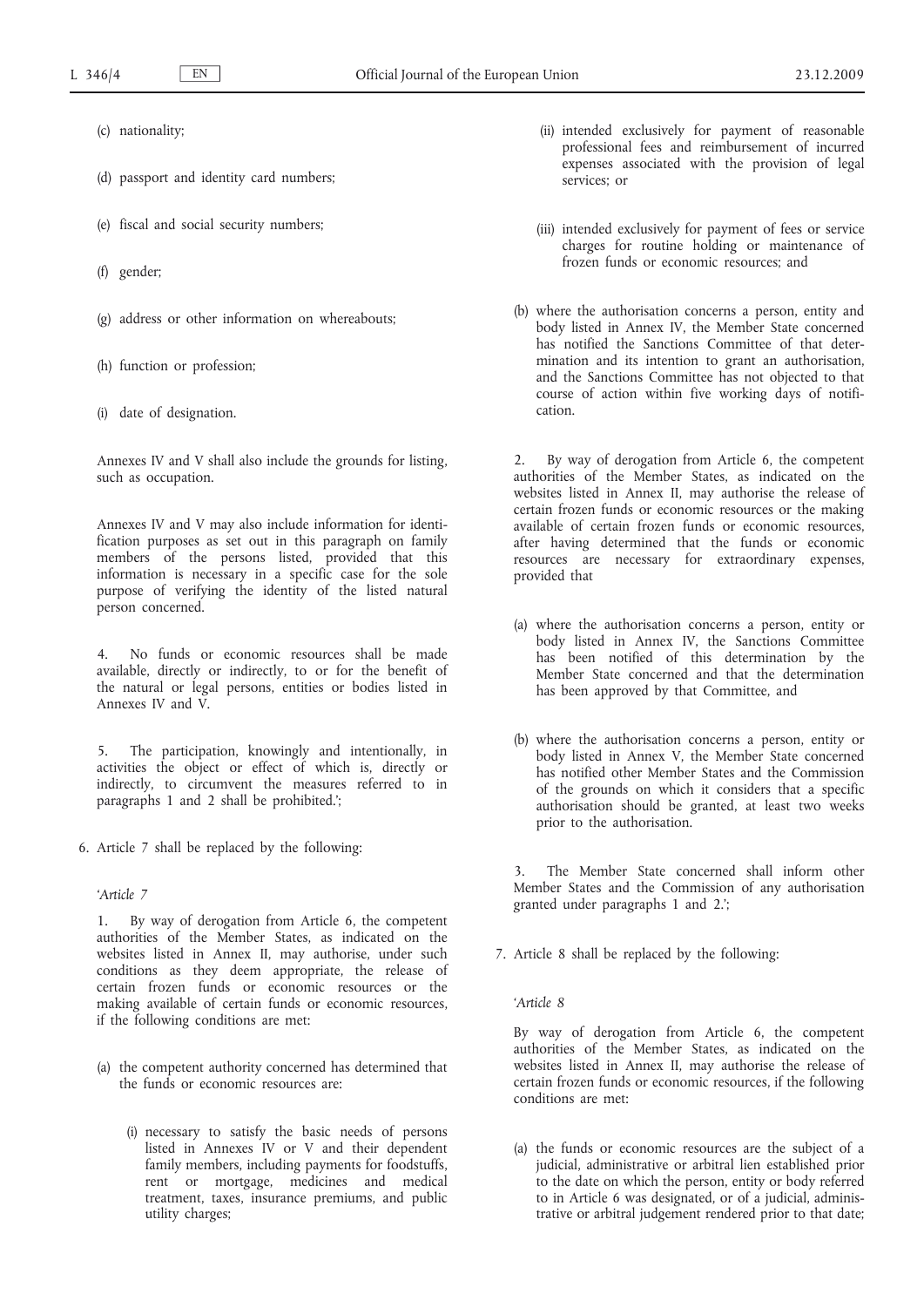(c) nationality;

(d) passport and identity card numbers;

(e) fiscal and social security numbers;

(f) gender;

(g) address or other information on whereabouts;

(h) function or profession;

(i) date of designation.

Annexes IV and V shall also include the grounds for listing, such as occupation.

Annexes IV and V may also include information for identification purposes as set out in this paragraph on family members of the persons listed, provided that this information is necessary in a specific case for the sole purpose of verifying the identity of the listed natural person concerned.

4. No funds or economic resources shall be made available, directly or indirectly, to or for the benefit of the natural or legal persons, entities or bodies listed in Annexes IV and V.

5. The participation, knowingly and intentionally, in activities the object or effect of which is, directly or indirectly, to circumvent the measures referred to in paragraphs 1 and 2 shall be prohibited.';

6. Article 7 shall be replaced by the following:

'*Article 7*

1. By way of derogation from Article 6, the competent authorities of the Member States, as indicated on the websites listed in Annex II, may authorise, under such conditions as they deem appropriate, the release of certain frozen funds or economic resources or the making available of certain funds or economic resources, if the following conditions are met:

(a) the competent authority concerned has determined that the funds or economic resources are:

(i) necessary to satisfy the basic needs of persons listed in Annexes IV or V and their dependent family members, including payments for foodstuffs, rent or mortgage, medicines and medical treatment, taxes, insurance premiums, and public utility charges;

(ii) intended exclusively for payment of reasonable professional fees and reimbursement of incurred expenses associated with the provision of legal services; or

(iii) intended exclusively for payment of fees or service charges for routine holding or maintenance of frozen funds or economic resources; and

(b) where the authorisation concerns a person, entity and body listed in Annex IV, the Member State concerned has notified the Sanctions Committee of that determination and its intention to grant an authorisation, and the Sanctions Committee has not objected to that course of action within five working days of notification.

2. By way of derogation from Article 6, the competent authorities of the Member States, as indicated on the websites listed in Annex II, may authorise the release of certain frozen funds or economic resources or the making available of certain frozen funds or economic resources, after having determined that the funds or economic resources are necessary for extraordinary expenses, provided that

(a) where the authorisation concerns a person, entity or body listed in Annex IV, the Sanctions Committee has been notified of this determination by the Member State concerned and that the determination has been approved by that Committee, and

(b) where the authorisation concerns a person, entity or body listed in Annex V, the Member State concerned has notified other Member States and the Commission of the grounds on which it considers that a specific authorisation should be granted, at least two weeks prior to the authorisation.

3. The Member State concerned shall inform other Member States and the Commission of any authorisation granted under paragraphs 1 and 2.';

7. Article 8 shall be replaced by the following:

'*Article 8*

By way of derogation from Article 6, the competent authorities of the Member States, as indicated on the websites listed in Annex II, may authorise the release of certain frozen funds or economic resources, if the following conditions are met:

(a) the funds or economic resources are the subject of a judicial, administrative or arbitral lien established prior to the date on which the person, entity or body referred to in Article 6 was designated, or of a judicial, administrative or arbitral judgement rendered prior to that date;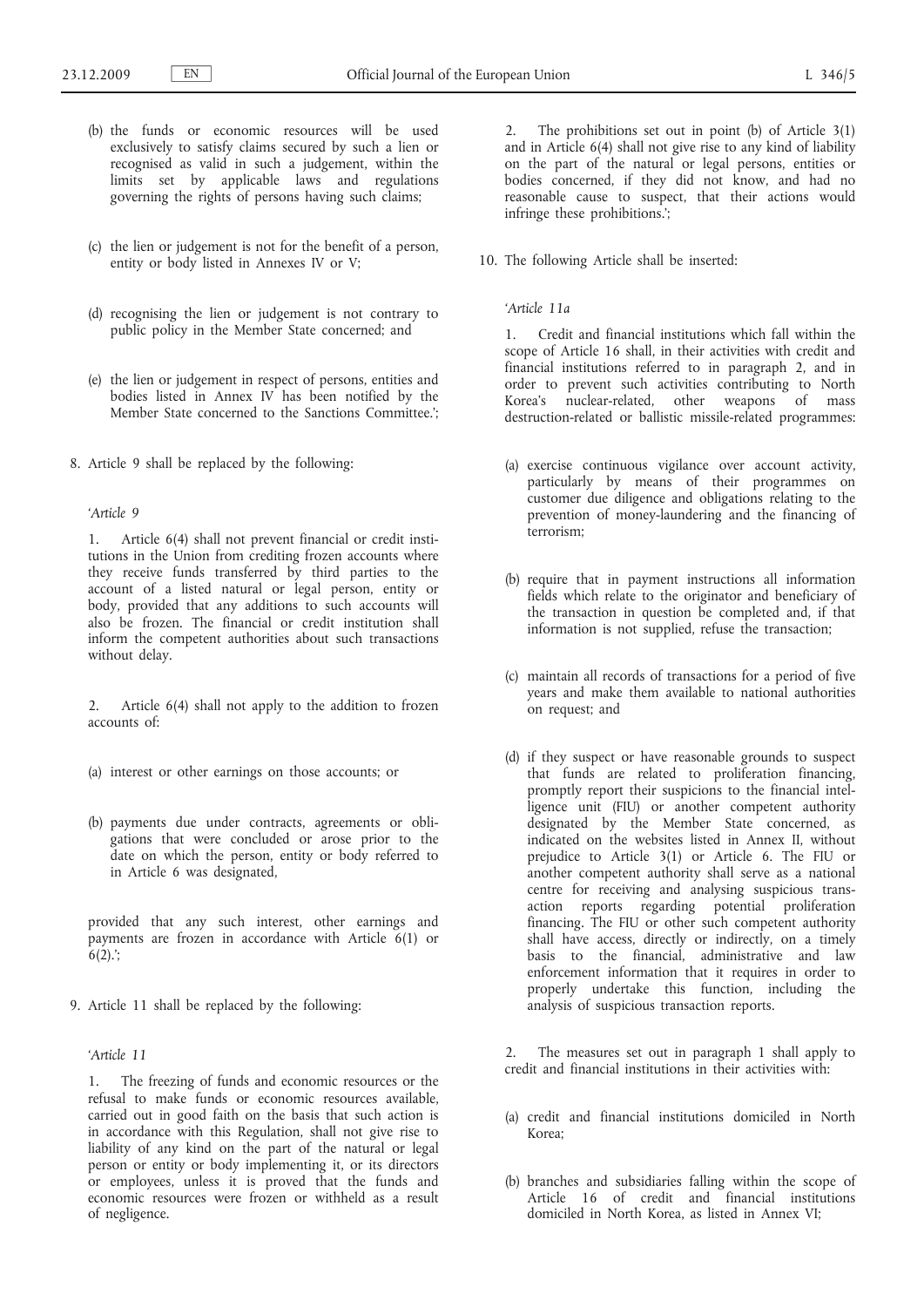(b) the funds or economic resources will be used exclusively to satisfy claims secured by such a lien or recognised as valid in such a judgement, within the limits set by applicable laws and regulations governing the rights of persons having such claims;

(c) the lien or judgement is not for the benefit of a person, entity or body listed in Annexes IV or V;

(d) recognising the lien or judgement is not contrary to public policy in the Member State concerned; and

(e) the lien or judgement in respect of persons, entities and bodies listed in Annex IV has been notified by the Member State concerned to the Sanctions Committee.';

8. Article 9 shall be replaced by the following:

'*Article 9*

1. Article 6(4) shall not prevent financial or credit institutions in the Union from crediting frozen accounts where they receive funds transferred by third parties to the account of a listed natural or legal person, entity or body, provided that any additions to such accounts will also be frozen. The financial or credit institution shall inform the competent authorities about such transactions without delay.

2. Article 6(4) shall not apply to the addition to frozen accounts of:

(a) interest or other earnings on those accounts; or

(b) payments due under contracts, agreements or obligations that were concluded or arose prior to the date on which the person, entity or body referred to in Article 6 was designated,

provided that any such interest, other earnings and payments are frozen in accordance with Article 6(1) or 6(2).';

9. Article 11 shall be replaced by the following:

'*Article 11*

1. The freezing of funds and economic resources or the refusal to make funds or economic resources available, carried out in good faith on the basis that such action is in accordance with this Regulation, shall not give rise to liability of any kind on the part of the natural or legal person or entity or body implementing it, or its directors or employees, unless it is proved that the funds and economic resources were frozen or withheld as a result of negligence.

2. The prohibitions set out in point (b) of Article 3(1) and in Article 6(4) shall not give rise to any kind of liability on the part of the natural or legal persons, entities or bodies concerned, if they did not know, and had no reasonable cause to suspect, that their actions would infringe these prohibitions.';

10. The following Article shall be inserted:

'*Article 11a*

1. Credit and financial institutions which fall within the scope of Article 16 shall, in their activities with credit and financial institutions referred to in paragraph 2, and in order to prevent such activities contributing to North Korea's nuclear-related, other weapons of mass destruction-related or ballistic missile-related programmes:

(a) exercise continuous vigilance over account activity, particularly by means of their programmes on customer due diligence and obligations relating to the prevention of money-laundering and the financing of terrorism;

(b) require that in payment instructions all information fields which relate to the originator and beneficiary of the transaction in question be completed and, if that information is not supplied, refuse the transaction;

(c) maintain all records of transactions for a period of five years and make them available to national authorities on request; and

(d) if they suspect or have reasonable grounds to suspect that funds are related to proliferation financing, promptly report their suspicions to the financial intelligence unit (FIU) or another competent authority designated by the Member State concerned, as indicated on the websites listed in Annex II, without prejudice to Article 3(1) or Article 6. The FIU or another competent authority shall serve as a national centre for receiving and analysing suspicious transaction reports regarding potential proliferation financing. The FIU or other such competent authority shall have access, directly or indirectly, on a timely basis to the financial, administrative and law enforcement information that it requires in order to properly undertake this function, including the analysis of suspicious transaction reports.

2. The measures set out in paragraph 1 shall apply to credit and financial institutions in their activities with:

(a) credit and financial institutions domiciled in North Korea;

(b) branches and subsidiaries falling within the scope of Article 16 of credit and financial institutions domiciled in North Korea, as listed in Annex VI;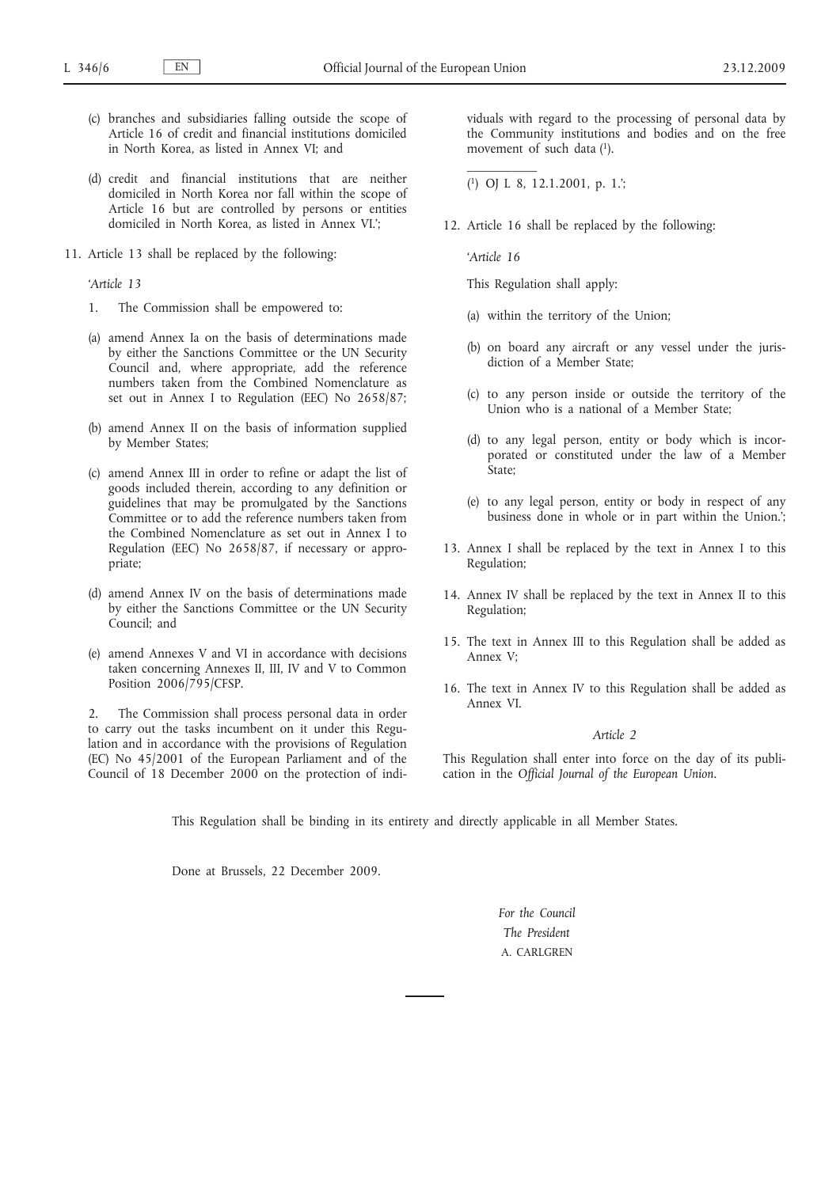(c) branches and subsidiaries falling outside the scope of Article 16 of credit and financial institutions domiciled in North Korea, as listed in Annex VI; and

(d) credit and financial institutions that are neither domiciled in North Korea nor fall within the scope of Article 16 but are controlled by persons or entities domiciled in North Korea, as listed in Annex VI.';

11. Article 13 shall be replaced by the following:

*'Article 13*

1. The Commission shall be empowered to:

(a) amend Annex Ia on the basis of determinations made by either the Sanctions Committee or the UN Security Council and, where appropriate, add the reference numbers taken from the Combined Nomenclature as set out in Annex I to Regulation (EEC) No 2658/87;

(b) amend Annex II on the basis of information supplied by Member States;

(c) amend Annex III in order to refine or adapt the list of goods included therein, according to any definition or guidelines that may be promulgated by the Sanctions Committee or to add the reference numbers taken from the Combined Nomenclature as set out in Annex I to Regulation (EEC) No 2658/87, if necessary or appropriate;

(d) amend Annex IV on the basis of determinations made by either the Sanctions Committee or the UN Security Council; and

(e) amend Annexes V and VI in accordance with decisions taken concerning Annexes II, III, IV and V to Common Position 2006/795/CFSP.

2. The Commission shall process personal data in order to carry out the tasks incumbent on it under this Regulation and in accordance with the provisions of Regulation (EC) No 45/2001 of the European Parliament and of the Council of 18 December 2000 on the protection of individuals with regard to the processing of personal data by the Community institutions and bodies and on the free movement of such data [1].

[1] OJ L 8, 12.1.2001, p. 1.';

12. Article 16 shall be replaced by the following:

*'Article 16*

This Regulation shall apply:

(a) within the territory of the Union;

(b) on board any aircraft or any vessel under the jurisdiction of a Member State;

(c) to any person inside or outside the territory of the Union who is a national of a Member State;

(d) to any legal person, entity or body which is incorporated or constituted under the law of a Member State;

(e) to any legal person, entity or body in respect of any business done in whole or in part within the Union.';

13. Annex I shall be replaced by the text in Annex I to this Regulation;

14. Annex IV shall be replaced by the text in Annex II to this Regulation;

15. The text in Annex III to this Regulation shall be added as Annex V;

16. The text in Annex IV to this Regulation shall be added as Annex VI.

*Article 2*

This Regulation shall enter into force on the day of its publication in the *Official Journal of the European Union*.

This Regulation shall be binding in its entirety and directly applicable in all Member States.

Done at Brussels, 22 December 2009.

*For the Council*
*The President*
A. CARLGREN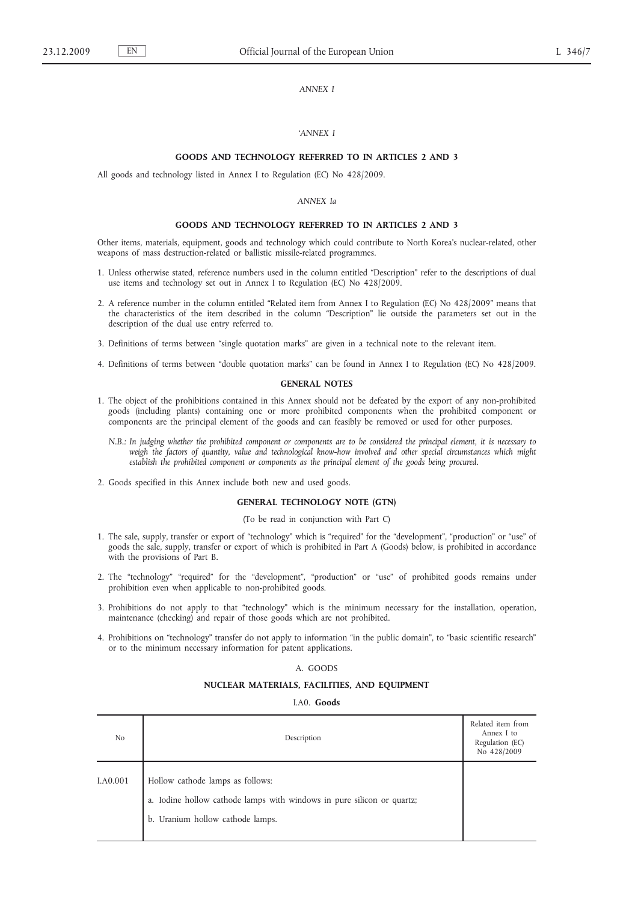*ANNEX I*

*'ANNEX I*

**GOODS AND TECHNOLOGY REFERRED TO IN ARTICLES 2 AND 3**

All goods and technology listed in Annex I to Regulation (EC) No 428/2009.

*ANNEX Ia*

**GOODS AND TECHNOLOGY REFERRED TO IN ARTICLES 2 AND 3**

Other items, materials, equipment, goods and technology which could contribute to North Korea's nuclear-related, other weapons of mass destruction-related or ballistic missile-related programmes.

1. Unless otherwise stated, reference numbers used in the column entitled "Description" refer to the descriptions of dual use items and technology set out in Annex I to Regulation (EC) No 428/2009.

2. A reference number in the column entitled "Related item from Annex I to Regulation (EC) No 428/2009" means that the characteristics of the item described in the column "Description" lie outside the parameters set out in the description of the dual use entry referred to.

3. Definitions of terms between 'single quotation marks' are given in a technical note to the relevant item.

4. Definitions of terms between "double quotation marks" can be found in Annex I to Regulation (EC) No 428/2009.

**GENERAL NOTES**

1. The object of the prohibitions contained in this Annex should not be defeated by the export of any non-prohibited goods (including plants) containing one or more prohibited components when the prohibited component or components are the principal element of the goods and can feasibly be removed or used for other purposes.

   *N.B.: In judging whether the prohibited component or components are to be considered the principal element, it is necessary to weigh the factors of quantity, value and technological know-how involved and other special circumstances which might establish the prohibited component or components as the principal element of the goods being procured.*

2. Goods specified in this Annex include both new and used goods.

**GENERAL TECHNOLOGY NOTE (GTN)**

(To be read in conjunction with Part C)

1. The sale, supply, transfer or export of "technology" which is "required" for the "development", "production" or "use" of goods the sale, supply, transfer or export of which is prohibited in Part A (Goods) below, is prohibited in accordance with the provisions of Part B.

2. The "technology" "required" for the "development", "production" or "use" of prohibited goods remains under prohibition even when applicable to non-prohibited goods.

3. Prohibitions do not apply to that "technology" which is the minimum necessary for the installation, operation, maintenance (checking) and repair of those goods which are not prohibited.

4. Prohibitions on "technology" transfer do not apply to information "in the public domain", to "basic scientific research" or to the minimum necessary information for patent applications.

A. GOODS

**NUCLEAR MATERIALS, FACILITIES, AND EQUIPMENT**

I.A0. **Goods**

| No | Description | Related item from Annex I to Regulation (EC) No 428/2009 |
|---|---|---|
| I.A0.001 | Hollow cathode lamps as follows:<br>a. Iodine hollow cathode lamps with windows in pure silicon or quartz;<br>b. Uranium hollow cathode lamps. | |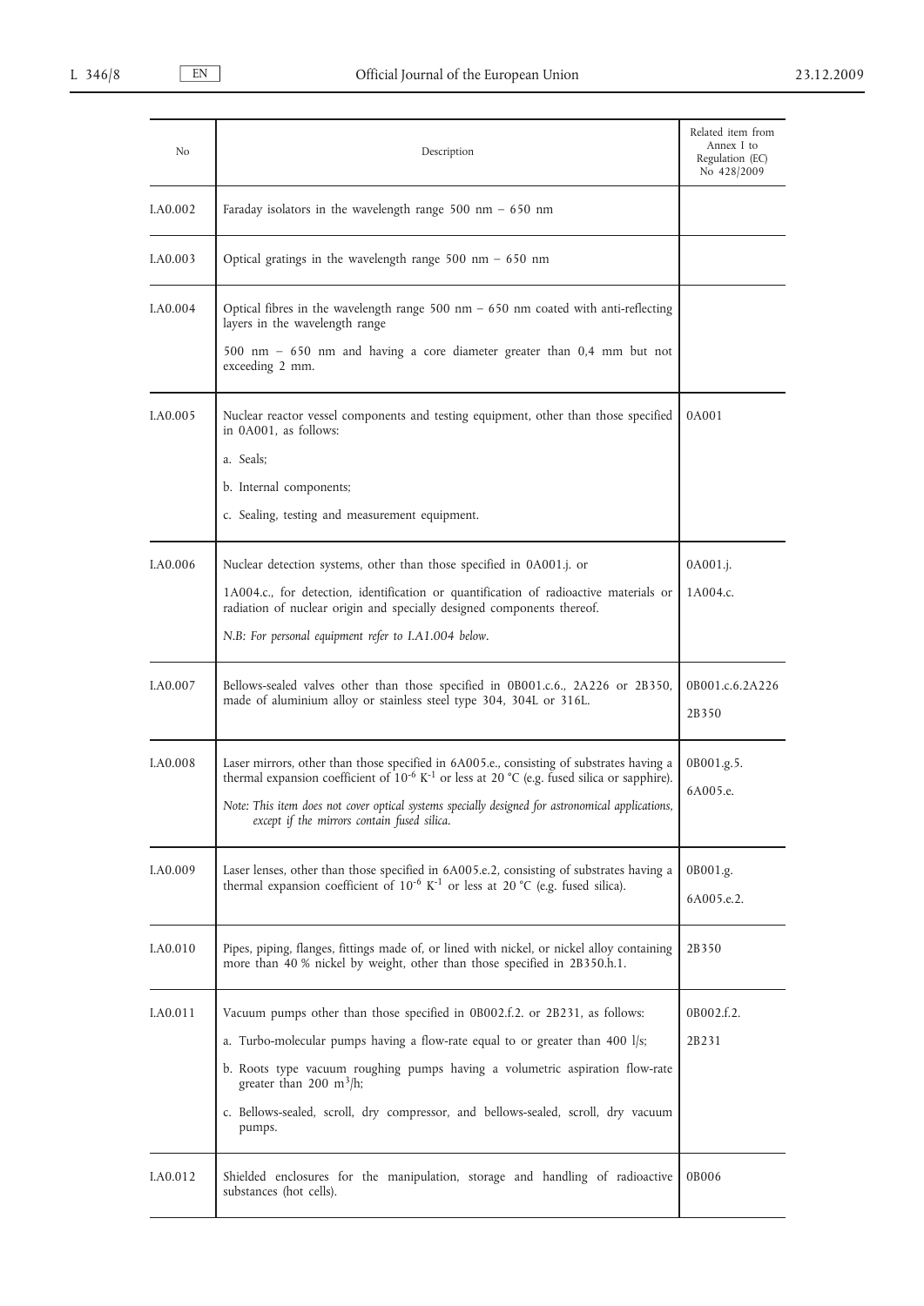| No | Description | Related item from Annex I to Regulation (EC) No 428/2009 |
|---|---|---|
| I.A0.002 | Faraday isolators in the wavelength range 500 nm – 650 nm | |
| I.A0.003 | Optical gratings in the wavelength range 500 nm – 650 nm | |
| I.A0.004 | Optical fibres in the wavelength range 500 nm – 650 nm coated with anti-reflecting layers in the wavelength range<br><br>500 nm – 650 nm and having a core diameter greater than 0,4 mm but not exceeding 2 mm. | |
| I.A0.005 | Nuclear reactor vessel components and testing equipment, other than those specified in 0A001, as follows:<br><br>a. Seals;<br><br>b. Internal components;<br><br>c. Sealing, testing and measurement equipment. | 0A001 |
| I.A0.006 | Nuclear detection systems, other than those specified in 0A001.j. or<br><br>1A004.c., for detection, identification or quantification of radioactive materials or radiation of nuclear origin and specially designed components thereof.<br><br>*N.B: For personal equipment refer to I.A1.004 below.* | 0A001.j.<br><br>1A004.c. |
| I.A0.007 | Bellows-sealed valves other than those specified in 0B001.c.6., 2A226 or 2B350, made of aluminium alloy or stainless steel type 304, 304L or 316L. | 0B001.c.6.2A226<br><br>2B350 |
| I.A0.008 | Laser mirrors, other than those specified in 6A005.e., consisting of substrates having a thermal expansion coefficient of $10^{-6}$ $K^{-1}$ or less at 20 °C (e.g. fused silica or sapphire).<br><br>*Note: This item does not cover optical systems specially designed for astronomical applications, except if the mirrors contain fused silica.* | 0B001.g.5.<br><br>6A005.e. |
| I.A0.009 | Laser lenses, other than those specified in 6A005.e.2, consisting of substrates having a thermal expansion coefficient of $10^{-6}$ $K^{-1}$ or less at 20 °C (e.g. fused silica). | 0B001.g.<br><br>6A005.e.2. |
| I.A0.010 | Pipes, piping, flanges, fittings made of, or lined with nickel, or nickel alloy containing more than 40 % nickel by weight, other than those specified in 2B350.h.1. | 2B350 |
| I.A0.011 | Vacuum pumps other than those specified in 0B002.f.2. or 2B231, as follows:<br><br>a. Turbo-molecular pumps having a flow-rate equal to or greater than 400 l/s;<br><br>b. Roots type vacuum roughing pumps having a volumetric aspiration flow-rate greater than 200 $m^3$/h;<br><br>c. Bellows-sealed, scroll, dry compressor, and bellows-sealed, scroll, dry vacuum pumps. | 0B002.f.2.<br><br>2B231 |
| I.A0.012 | Shielded enclosures for the manipulation, storage and handling of radioactive substances (hot cells). | 0B006 |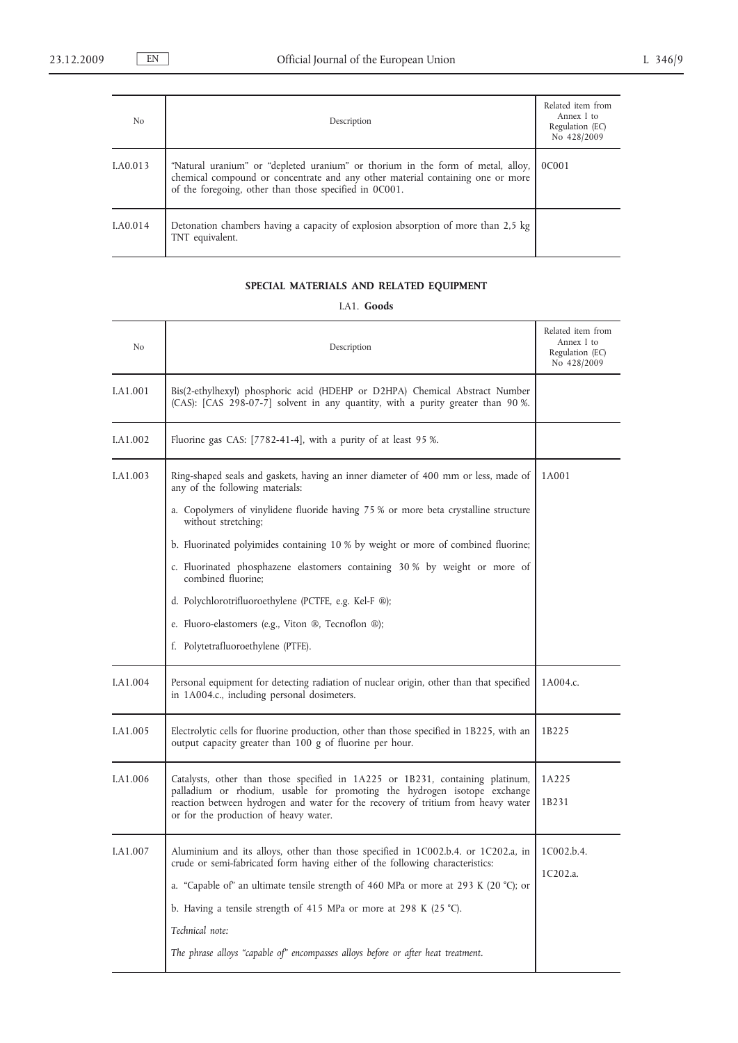| No | Description | Related item from Annex I to Regulation (EC) No 428/2009 |
|---|---|---|
| I.A0.013 | "Natural uranium" or "depleted uranium" or thorium in the form of metal, alloy, chemical compound or concentrate and any other material containing one or more of the foregoing, other than those specified in 0C001. | 0C001 |
| I.A0.014 | Detonation chambers having a capacity of explosion absorption of more than 2,5 kg TNT equivalent. | |

## SPECIAL MATERIALS AND RELATED EQUIPMENT

### I.A1. **Goods**

| No | Description | Related item from Annex I to Regulation (EC) No 428/2009 |
|---|---|---|
| I.A1.001 | Bis(2-ethylhexyl) phosphoric acid (HDEHP or D2HPA) Chemical Abstract Number (CAS): [CAS 298-07-7] solvent in any quantity, with a purity greater than 90 %. | |
| I.A1.002 | Fluorine gas CAS: [7782-41-4], with a purity of at least 95 %. | |
| I.A1.003 | Ring-shaped seals and gaskets, having an inner diameter of 400 mm or less, made of any of the following materials:<br>a. Copolymers of vinylidene fluoride having 75 % or more beta crystalline structure without stretching;<br>b. Fluorinated polyimides containing 10 % by weight or more of combined fluorine;<br>c. Fluorinated phosphazene elastomers containing 30 % by weight or more of combined fluorine;<br>d. Polychlorotrifluoroethylene (PCTFE, e.g. Kel-F ®);<br>e. Fluoro-elastomers (e.g., Viton ®, Tecnoflon ®);<br>f. Polytetrafluoroethylene (PTFE). | 1A001 |
| I.A1.004 | Personal equipment for detecting radiation of nuclear origin, other than that specified in 1A004.c., including personal dosimeters. | 1A004.c. |
| I.A1.005 | Electrolytic cells for fluorine production, other than those specified in 1B225, with an output capacity greater than 100 g of fluorine per hour. | 1B225 |
| I.A1.006 | Catalysts, other than those specified in 1A225 or 1B231, containing platinum, palladium or rhodium, usable for promoting the hydrogen isotope exchange reaction between hydrogen and water for the recovery of tritium from heavy water or for the production of heavy water. | 1A225<br>1B231 |
| I.A1.007 | Aluminium and its alloys, other than those specified in 1C002.b.4. or 1C202.a, in crude or semi-fabricated form having either of the following characteristics:<br>a. "Capable of" an ultimate tensile strength of 460 MPa or more at 293 K (20 °C); or<br>b. Having a tensile strength of 415 MPa or more at 298 K (25 °C).<br>*Technical note:*<br>*The phrase alloys "capable of" encompasses alloys before or after heat treatment.* | 1C002.b.4.<br>1C202.a. |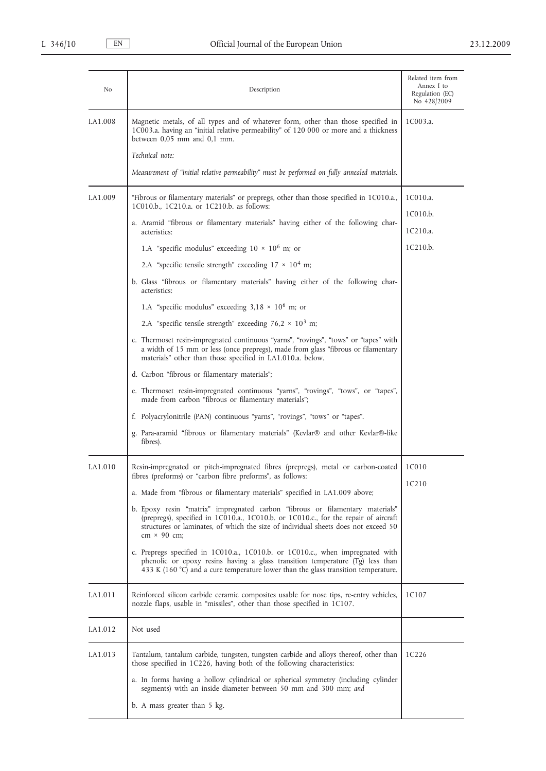| No | Description | Related item from Annex I to Regulation (EC) No 428/2009 |
|---|---|---|
| I.A1.008 | Magnetic metals, of all types and of whatever form, other than those specified in 1C003.a. having an "initial relative permeability" of 120 000 or more and a thickness between 0,05 mm and 0,1 mm.<br><br>*Technical note:*<br><br>*Measurement of "initial relative permeability" must be performed on fully annealed materials.* | 1C003.a. |
| I.A1.009 | "Fibrous or filamentary materials" or prepregs, other than those specified in 1C010.a., 1C010.b., 1C210.a. or 1C210.b. as follows:<br><br>a. Aramid "fibrous or filamentary materials" having either of the following characteristics:<br><br>1.A "specific modulus" exceeding $10 \times 10^6$ m; or<br><br>2.A "specific tensile strength" exceeding $17 \times 10^4$ m;<br><br>b. Glass "fibrous or filamentary materials" having either of the following characteristics:<br><br>1.A "specific modulus" exceeding $3{,}18 \times 10^6$ m; or<br><br>2.A "specific tensile strength" exceeding $76{,}2 \times 10^3$ m;<br><br>c. Thermoset resin-impregnated continuous "yarns", "rovings", "tows" or "tapes" with a width of 15 mm or less (once prepregs), made from glass "fibrous or filamentary materials" other than those specified in I.A1.010.a. below.<br><br>d. Carbon "fibrous or filamentary materials";<br><br>e. Thermoset resin-impregnated continuous "yarns", "rovings", "tows", or "tapes", made from carbon "fibrous or filamentary materials";<br><br>f. Polyacrylonitrile (PAN) continuous "yarns", "rovings", "tows" or "tapes".<br><br>g. Para-aramid "fibrous or filamentary materials" (Kevlar® and other Kevlar®-like fibres). | 1C010.a.<br>1C010.b.<br>1C210.a.<br>1C210.b. |
| I.A1.010 | Resin-impregnated or pitch-impregnated fibres (prepregs), metal or carbon-coated fibres (preforms) or "carbon fibre preforms", as follows:<br><br>a. Made from "fibrous or filamentary materials" specified in I.A1.009 above;<br><br>b. Epoxy resin "matrix" impregnated carbon "fibrous or filamentary materials" (prepregs), specified in 1C010.a., 1C010.b. or 1C010.c., for the repair of aircraft structures or laminates, of which the size of individual sheets does not exceed 50 cm × 90 cm;<br><br>c. Prepregs specified in 1C010.a., 1C010.b. or 1C010.c., when impregnated with phenolic or epoxy resins having a glass transition temperature (Tg) less than 433 K (160 °C) and a cure temperature lower than the glass transition temperature. | 1C010<br>1C210 |
| I.A1.011 | Reinforced silicon carbide ceramic composites usable for nose tips, re-entry vehicles, nozzle flaps, usable in "missiles", other than those specified in 1C107. | 1C107 |
| I.A1.012 | Not used | |
| I.A1.013 | Tantalum, tantalum carbide, tungsten, tungsten carbide and alloys thereof, other than those specified in 1C226, having both of the following characteristics:<br><br>a. In forms having a hollow cylindrical or spherical symmetry (including cylinder segments) with an inside diameter between 50 mm and 300 mm; *and*<br><br>b. A mass greater than 5 kg. | 1C226 |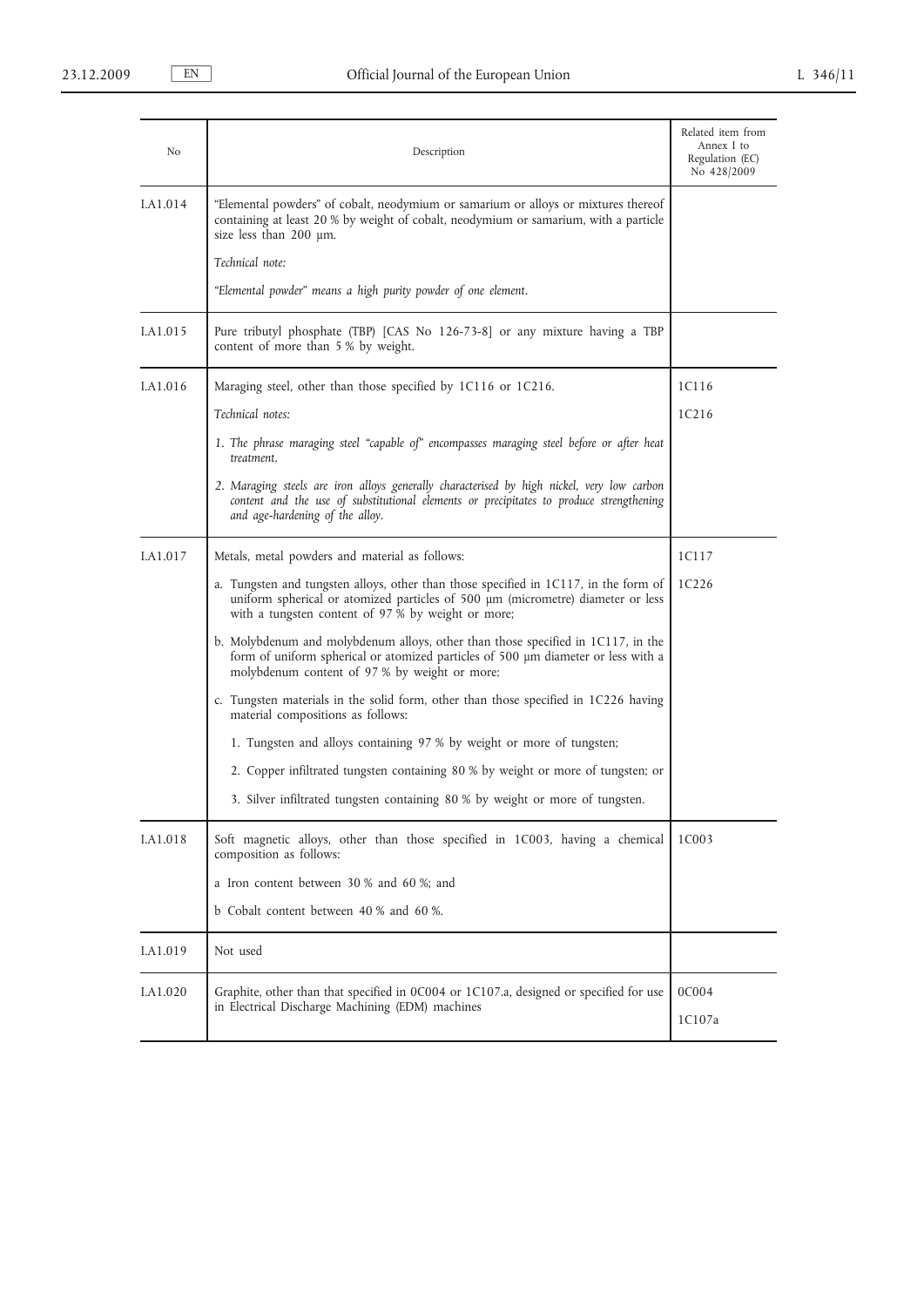| No | Description | Related item from Annex I to Regulation (EC) No 428/2009 |
|---|---|---|
| I.A1.014 | "Elemental powders" of cobalt, neodymium or samarium or alloys or mixtures thereof containing at least 20 % by weight of cobalt, neodymium or samarium, with a particle size less than 200 μm.<br><br>*Technical note:*<br><br>*"Elemental powder" means a high purity powder of one element.* | |
| I.A1.015 | Pure tributyl phosphate (TBP) [CAS No 126-73-8] or any mixture having a TBP content of more than 5 % by weight. | |
| I.A1.016 | Maraging steel, other than those specified by 1C116 or 1C216.<br><br>*Technical notes:*<br><br>*1. The phrase maraging steel "capable of" encompasses maraging steel before or after heat treatment.*<br><br>*2. Maraging steels are iron alloys generally characterised by high nickel, very low carbon content and the use of substitutional elements or precipitates to produce strengthening and age-hardening of the alloy.* | 1C116<br><br>1C216 |
| I.A1.017 | Metals, metal powders and material as follows:<br><br>a. Tungsten and tungsten alloys, other than those specified in 1C117, in the form of uniform spherical or atomized particles of 500 μm (micrometre) diameter or less with a tungsten content of 97 % by weight or more;<br><br>b. Molybdenum and molybdenum alloys, other than those specified in 1C117, in the form of uniform spherical or atomized particles of 500 μm diameter or less with a molybdenum content of 97 % by weight or more;<br><br>c. Tungsten materials in the solid form, other than those specified in 1C226 having material compositions as follows:<br><br>1. Tungsten and alloys containing 97 % by weight or more of tungsten;<br><br>2. Copper infiltrated tungsten containing 80 % by weight or more of tungsten; or<br><br>3. Silver infiltrated tungsten containing 80 % by weight or more of tungsten. | 1C117<br><br>1C226 |
| I.A1.018 | Soft magnetic alloys, other than those specified in 1C003, having a chemical composition as follows:<br><br>a Iron content between 30 % and 60 %; and<br><br>b Cobalt content between 40 % and 60 %. | 1C003 |
| I.A1.019 | Not used | |
| I.A1.020 | Graphite, other than that specified in 0C004 or 1C107.a, designed or specified for use in Electrical Discharge Machining (EDM) machines | 0C004<br><br>1C107a |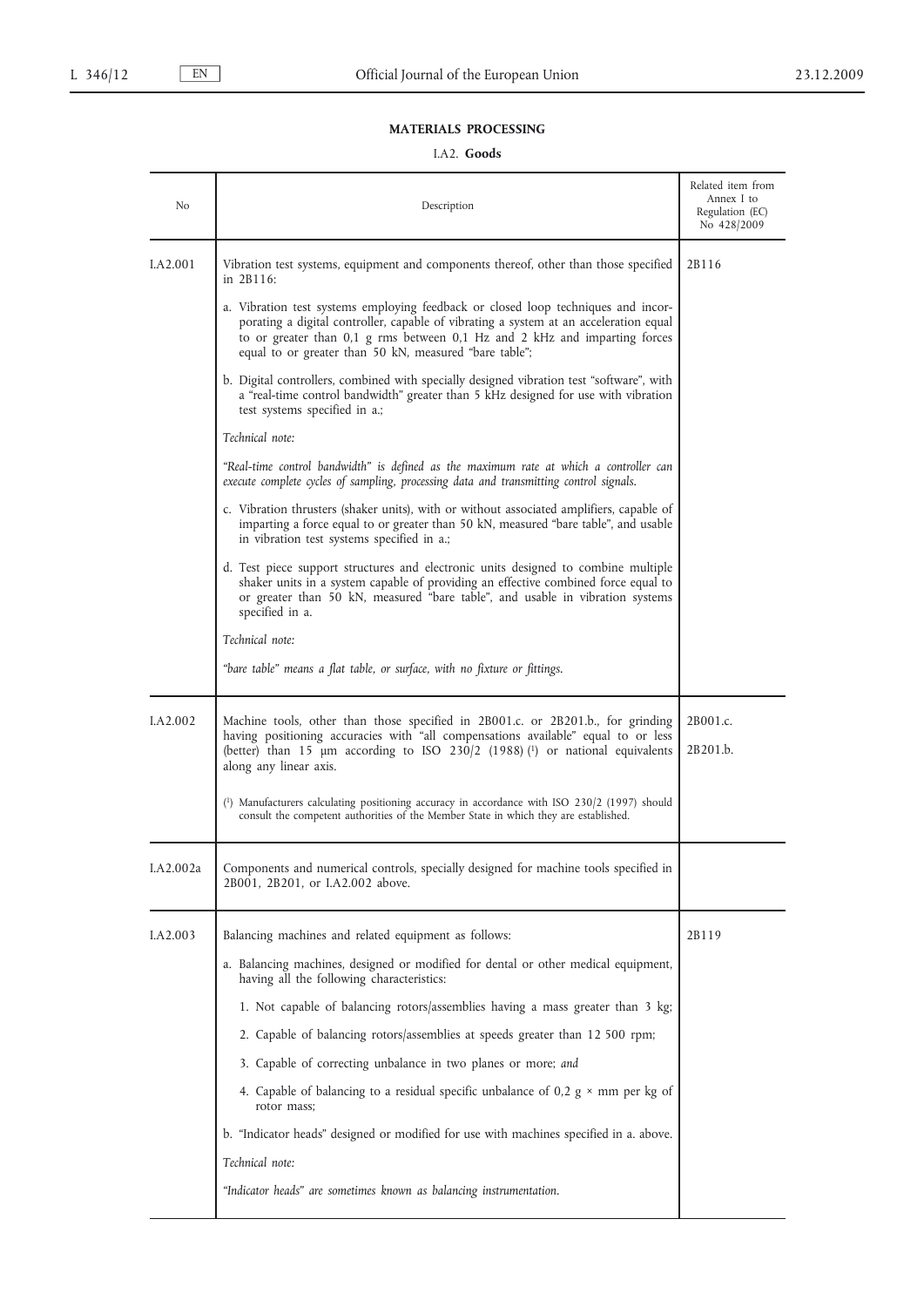## MATERIALS PROCESSING

### I.A2. Goods

| No | Description | Related item from Annex I to Regulation (EC) No 428/2009 |
|---|---|---|
| I.A2.001 | Vibration test systems, equipment and components thereof, other than those specified in 2B116:<br><br>a. Vibration test systems employing feedback or closed loop techniques and incorporating a digital controller, capable of vibrating a system at an acceleration equal to or greater than 0,1 g rms between 0,1 Hz and 2 kHz and imparting forces equal to or greater than 50 kN, measured "bare table";<br><br>b. Digital controllers, combined with specially designed vibration test "software", with a "real-time control bandwidth" greater than 5 kHz designed for use with vibration test systems specified in a.;<br><br>*Technical note:*<br><br>*"Real-time control bandwidth" is defined as the maximum rate at which a controller can execute complete cycles of sampling, processing data and transmitting control signals.*<br><br>c. Vibration thrusters (shaker units), with or without associated amplifiers, capable of imparting a force equal to or greater than 50 kN, measured "bare table", and usable in vibration test systems specified in a.;<br><br>d. Test piece support structures and electronic units designed to combine multiple shaker units in a system capable of providing an effective combined force equal to or greater than 50 kN, measured "bare table", and usable in vibration systems specified in a.<br><br>*Technical note:*<br><br>*"bare table" means a flat table, or surface, with no fixture or fittings.* | 2B116 |
| I.A2.002 | Machine tools, other than those specified in 2B001.c. or 2B201.b., for grinding having positioning accuracies with "all compensations available" equal to or less (better) than 15 µm according to ISO 230/2 (1988) [1] or national equivalents along any linear axis.<br><br>[1] Manufacturers calculating positioning accuracy in accordance with ISO 230/2 (1997) should consult the competent authorities of the Member State in which they are established. | 2B001.c.<br><br>2B201.b. |
| I.A2.002a | Components and numerical controls, specially designed for machine tools specified in 2B001, 2B201, or I.A2.002 above. | |
| I.A2.003 | Balancing machines and related equipment as follows:<br><br>a. Balancing machines, designed or modified for dental or other medical equipment, having all the following characteristics:<br><br>1. Not capable of balancing rotors/assemblies having a mass greater than 3 kg;<br><br>2. Capable of balancing rotors/assemblies at speeds greater than 12 500 rpm;<br><br>3. Capable of correcting unbalance in two planes or more; *and*<br><br>4. Capable of balancing to a residual specific unbalance of 0,2 g × mm per kg of rotor mass;<br><br>b. "Indicator heads" designed or modified for use with machines specified in a. above.<br><br>*Technical note:*<br><br>*"Indicator heads" are sometimes known as balancing instrumentation.* | 2B119 |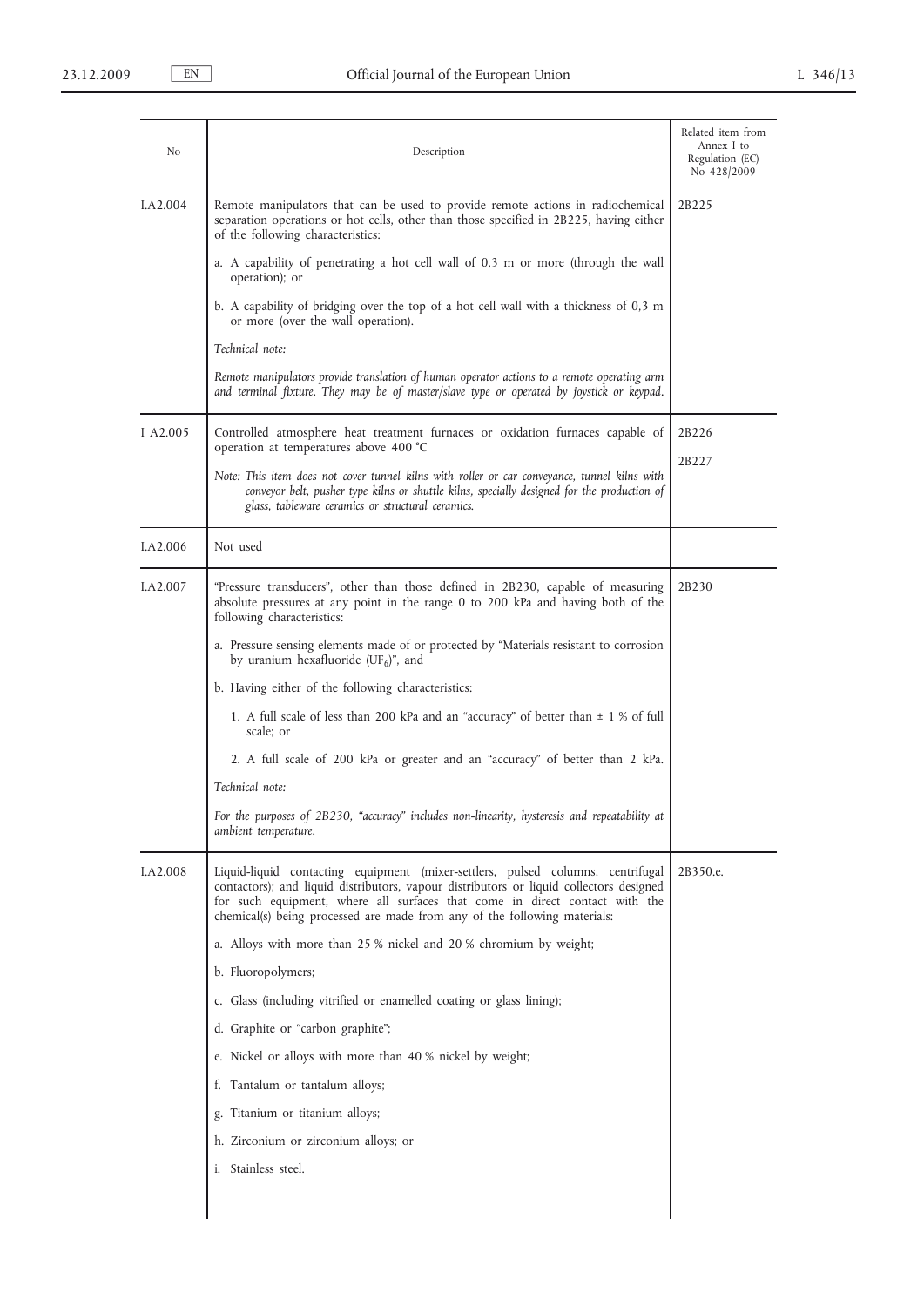| No | Description | Related item from Annex I to Regulation (EC) No 428/2009 |
| --- | --- | --- |
| I.A2.004 | Remote manipulators that can be used to provide remote actions in radiochemical separation operations or hot cells, other than those specified in 2B225, having either of the following characteristics:<br><br>a. A capability of penetrating a hot cell wall of 0,3 m or more (through the wall operation); or<br><br>b. A capability of bridging over the top of a hot cell wall with a thickness of 0,3 m or more (over the wall operation).<br><br>*Technical note:*<br><br>*Remote manipulators provide translation of human operator actions to a remote operating arm and terminal fixture. They may be of master/slave type or operated by joystick or keypad.* | 2B225 |
| I A2.005 | Controlled atmosphere heat treatment furnaces or oxidation furnaces capable of operation at temperatures above 400 °C<br><br>*Note: This item does not cover tunnel kilns with roller or car conveyance, tunnel kilns with conveyor belt, pusher type kilns or shuttle kilns, specially designed for the production of glass, tableware ceramics or structural ceramics.* | 2B226<br><br>2B227 |
| I.A2.006 | Not used | |
| I.A2.007 | "Pressure transducers", other than those defined in 2B230, capable of measuring absolute pressures at any point in the range 0 to 200 kPa and having both of the following characteristics:<br><br>a. Pressure sensing elements made of or protected by "Materials resistant to corrosion by uranium hexafluoride ($UF_6$)", and<br><br>b. Having either of the following characteristics:<br><br>1. A full scale of less than 200 kPa and an "accuracy" of better than ± 1 % of full scale; or<br><br>2. A full scale of 200 kPa or greater and an "accuracy" of better than 2 kPa.<br><br>*Technical note:*<br><br>*For the purposes of 2B230, "accuracy" includes non-linearity, hysteresis and repeatability at ambient temperature.* | 2B230 |
| I.A2.008 | Liquid-liquid contacting equipment (mixer-settlers, pulsed columns, centrifugal contactors); and liquid distributors, vapour distributors or liquid collectors designed for such equipment, where all surfaces that come in direct contact with the chemical(s) being processed are made from any of the following materials:<br><br>a. Alloys with more than 25 % nickel and 20 % chromium by weight;<br><br>b. Fluoropolymers;<br><br>c. Glass (including vitrified or enamelled coating or glass lining);<br><br>d. Graphite or "carbon graphite";<br><br>e. Nickel or alloys with more than 40 % nickel by weight;<br><br>f. Tantalum or tantalum alloys;<br><br>g. Titanium or titanium alloys;<br><br>h. Zirconium or zirconium alloys; or<br><br>i. Stainless steel. | 2B350.e. |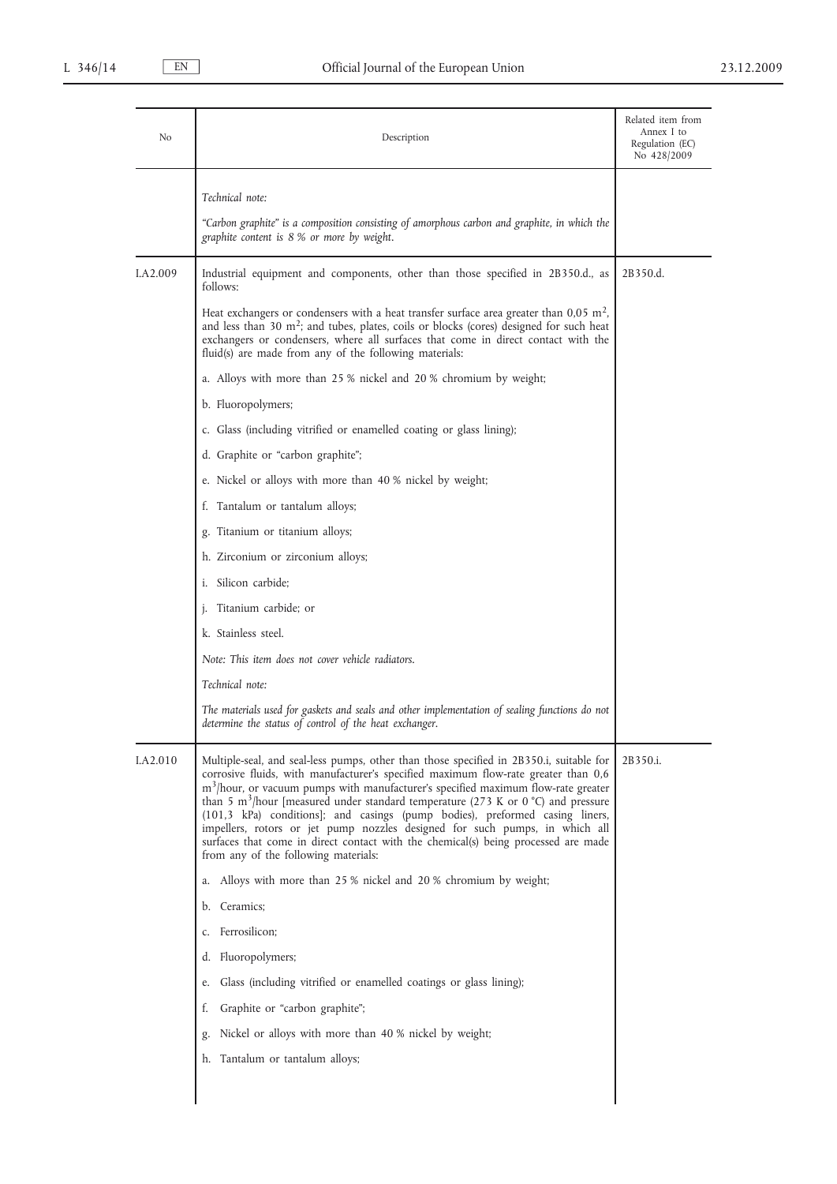| No | Description | Related item from Annex I to Regulation (EC) No 428/2009 |
|---|---|---|
| | *Technical note:*<br><br>*"Carbon graphite" is a composition consisting of amorphous carbon and graphite, in which the graphite content is 8 % or more by weight.* | |
| I.A2.009 | Industrial equipment and components, other than those specified in 2B350.d., as follows:<br><br>Heat exchangers or condensers with a heat transfer surface area greater than 0,05 $m^2$, and less than 30 $m^2$; and tubes, plates, coils or blocks (cores) designed for such heat exchangers or condensers, where all surfaces that come in direct contact with the fluid(s) are made from any of the following materials:<br><br>a. Alloys with more than 25 % nickel and 20 % chromium by weight;<br><br>b. Fluoropolymers;<br><br>c. Glass (including vitrified or enamelled coating or glass lining);<br><br>d. Graphite or "carbon graphite";<br><br>e. Nickel or alloys with more than 40 % nickel by weight;<br><br>f. Tantalum or tantalum alloys;<br><br>g. Titanium or titanium alloys;<br><br>h. Zirconium or zirconium alloys;<br><br>i. Silicon carbide;<br><br>j. Titanium carbide; or<br><br>k. Stainless steel.<br><br>*Note: This item does not cover vehicle radiators.*<br><br>*Technical note:*<br><br>*The materials used for gaskets and seals and other implementation of sealing functions do not determine the status of control of the heat exchanger.* | 2B350.d. |
| I.A2.010 | Multiple-seal, and seal-less pumps, other than those specified in 2B350.i, suitable for corrosive fluids, with manufacturer's specified maximum flow-rate greater than 0,6 $m^3$/hour, or vacuum pumps with manufacturer's specified maximum flow-rate greater than 5 $m^3$/hour [measured under standard temperature (273 K or 0 °C) and pressure (101,3 kPa) conditions]; and casings (pump bodies), preformed casing liners, impellers, rotors or jet pump nozzles designed for such pumps, in which all surfaces that come in direct contact with the chemical(s) being processed are made from any of the following materials:<br><br>a. Alloys with more than 25 % nickel and 20 % chromium by weight;<br><br>b. Ceramics;<br><br>c. Ferrosilicon;<br><br>d. Fluoropolymers;<br><br>e. Glass (including vitrified or enamelled coatings or glass lining);<br><br>f. Graphite or "carbon graphite";<br><br>g. Nickel or alloys with more than 40 % nickel by weight;<br><br>h. Tantalum or tantalum alloys; | 2B350.i. |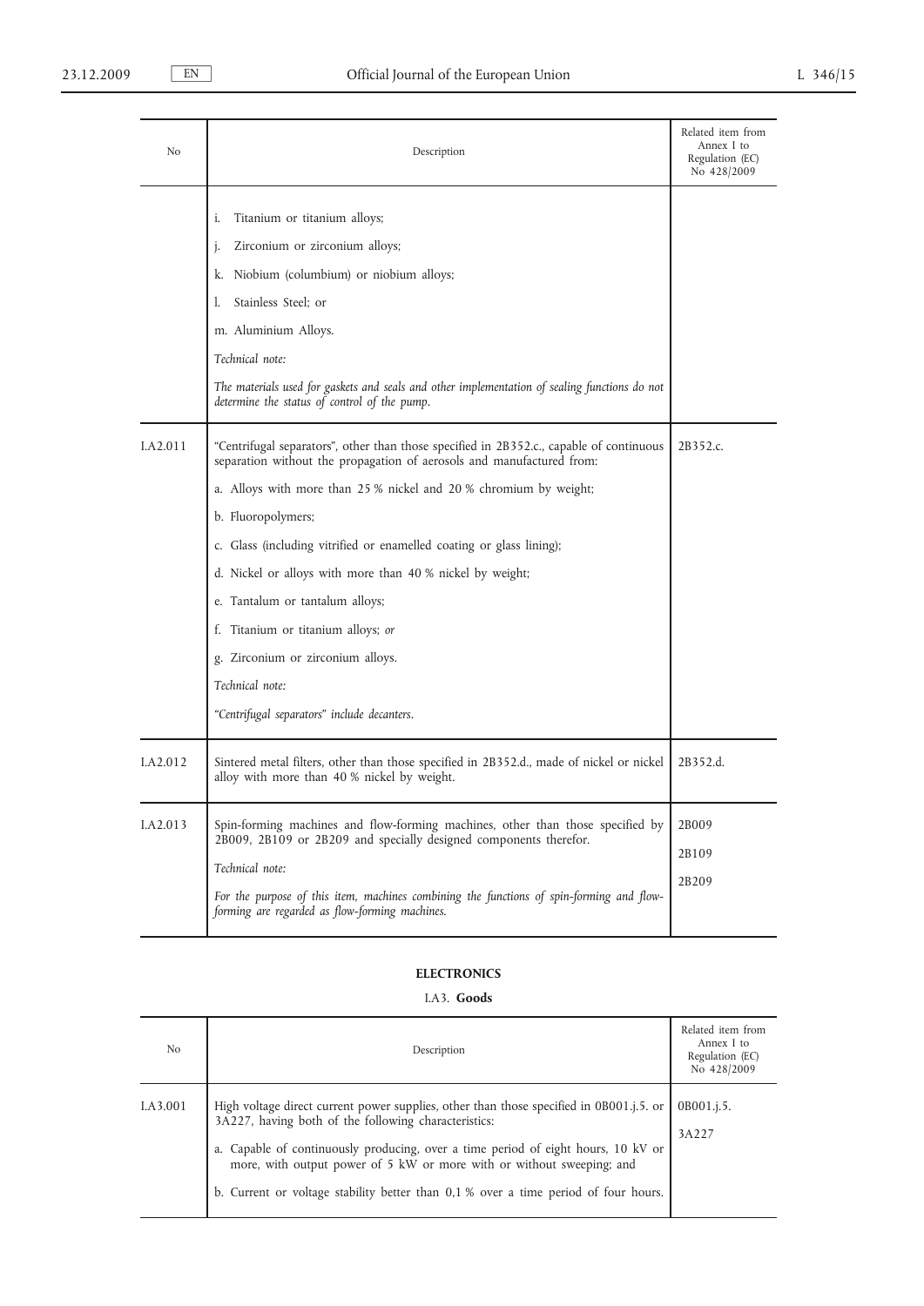| No | Description | Related item from Annex I to Regulation (EC) No 428/2009 |
|---|---|---|
| | i. Titanium or titanium alloys;<br>j. Zirconium or zirconium alloys;<br>k. Niobium (columbium) or niobium alloys;<br>l. Stainless Steel; or<br>m. Aluminium Alloys.<br>*Technical note:*<br>*The materials used for gaskets and seals and other implementation of sealing functions do not determine the status of control of the pump.* | |
| I.A2.011 | "Centrifugal separators", other than those specified in 2B352.c., capable of continuous separation without the propagation of aerosols and manufactured from:<br>a. Alloys with more than 25 % nickel and 20 % chromium by weight;<br>b. Fluoropolymers;<br>c. Glass (including vitrified or enamelled coating or glass lining);<br>d. Nickel or alloys with more than 40 % nickel by weight;<br>e. Tantalum or tantalum alloys;<br>f. Titanium or titanium alloys; *or*<br>g. Zirconium or zirconium alloys.<br>*Technical note:*<br>*"Centrifugal separators" include decanters.* | 2B352.c. |
| I.A2.012 | Sintered metal filters, other than those specified in 2B352.d., made of nickel or nickel alloy with more than 40 % nickel by weight. | 2B352.d. |
| I.A2.013 | Spin-forming machines and flow-forming machines, other than those specified by 2B009, 2B109 or 2B209 and specially designed components therefor.<br>*Technical note:*<br>*For the purpose of this item, machines combining the functions of spin-forming and flow-forming are regarded as flow-forming machines.* | 2B009<br>2B109<br>2B209 |

## ELECTRONICS

### I.A3. **Goods**

| No | Description | Related item from Annex I to Regulation (EC) No 428/2009 |
|---|---|---|
| I.A3.001 | High voltage direct current power supplies, other than those specified in 0B001.j.5. or 3A227, having both of the following characteristics:<br>a. Capable of continuously producing, over a time period of eight hours, 10 kV or more, with output power of 5 kW or more with or without sweeping; and<br>b. Current or voltage stability better than 0,1 % over a time period of four hours. | 0B001.j.5.<br>3A227 |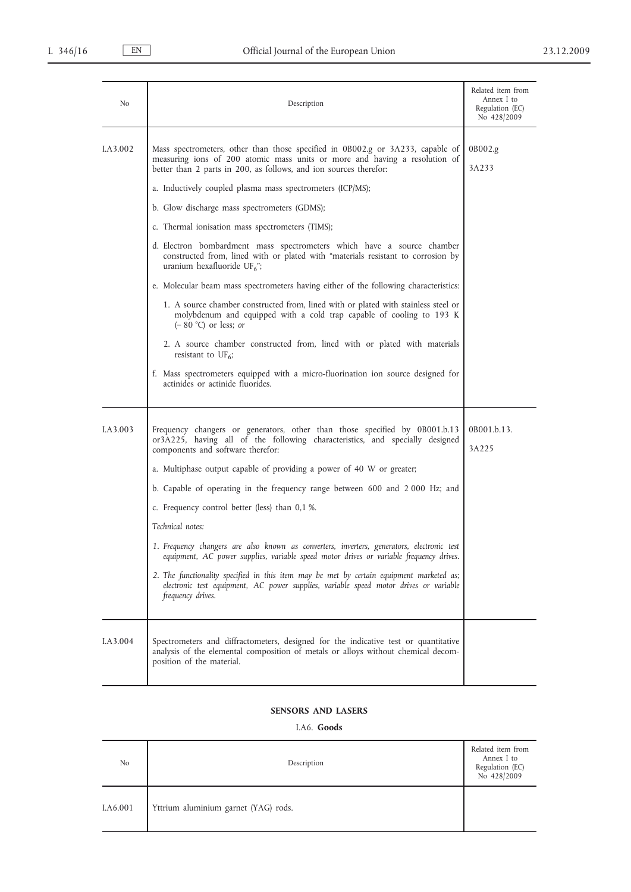| No | Description | Related item from Annex I to Regulation (EC) No 428/2009 |
|---|---|---|
| I.A3.002 | Mass spectrometers, other than those specified in 0B002.g or 3A233, capable of measuring ions of 200 atomic mass units or more and having a resolution of better than 2 parts in 200, as follows, and ion sources therefor:<br><br>a. Inductively coupled plasma mass spectrometers (ICP/MS);<br><br>b. Glow discharge mass spectrometers (GDMS);<br><br>c. Thermal ionisation mass spectrometers (TIMS);<br><br>d. Electron bombardment mass spectrometers which have a source chamber constructed from, lined with or plated with "materials resistant to corrosion by uranium hexafluoride $UF_6$";<br><br>e. Molecular beam mass spectrometers having either of the following characteristics:<br><br>1. A source chamber constructed from, lined with or plated with stainless steel or molybdenum and equipped with a cold trap capable of cooling to 193 K (– 80 °C) or less; *or*<br><br>2. A source chamber constructed from, lined with or plated with materials resistant to $UF_6$;<br><br>f. Mass spectrometers equipped with a micro-fluorination ion source designed for actinides or actinide fluorides. | 0B002.g<br><br>3A233 |
| I.A3.003 | Frequency changers or generators, other than those specified by 0B001.b.13 or3A225, having all of the following characteristics, and specially designed components and software therefor:<br><br>a. Multiphase output capable of providing a power of 40 W or greater;<br><br>b. Capable of operating in the frequency range between 600 and 2 000 Hz; and<br><br>c. Frequency control better (less) than 0,1 %.<br><br>*Technical notes:*<br><br>*1. Frequency changers are also known as converters, inverters, generators, electronic test equipment, AC power supplies, variable speed motor drives or variable frequency drives.*<br><br>*2. The functionality specified in this item may be met by certain equipment marketed as; electronic test equipment, AC power supplies, variable speed motor drives or variable frequency drives.* | 0B001.b.13.<br><br>3A225 |
| I.A3.004 | Spectrometers and diffractometers, designed for the indicative test or quantitative analysis of the elemental composition of metals or alloys without chemical decomposition of the material. | |

## SENSORS AND LASERS

### I.A6. **Goods**

| No | Description | Related item from Annex I to Regulation (EC) No 428/2009 |
|---|---|---|
| I.A6.001 | Yttrium aluminium garnet (YAG) rods. | |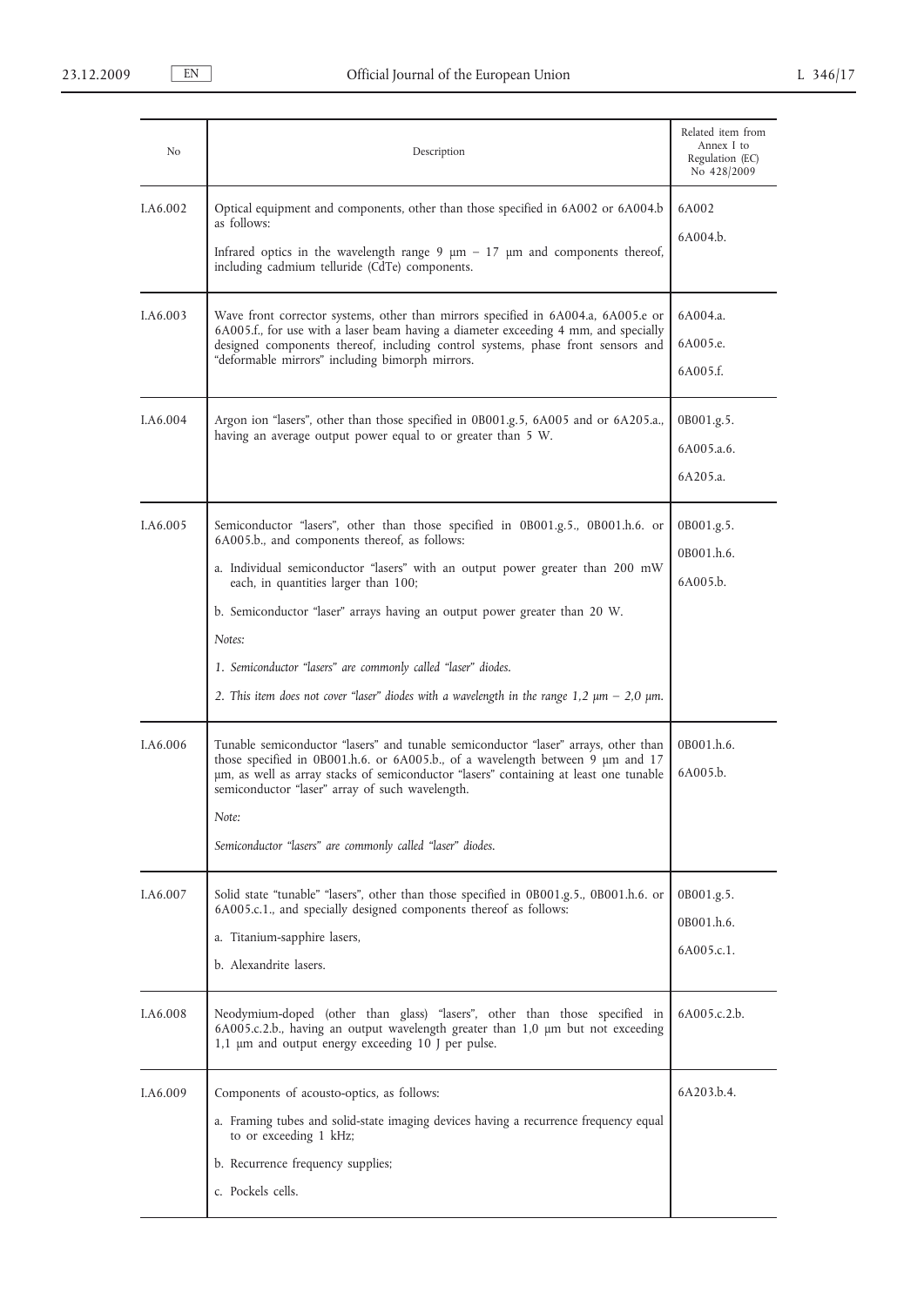| No | Description | Related item from Annex I to Regulation (EC) No 428/2009 |
|---|---|---|
| I.A6.002 | Optical equipment and components, other than those specified in 6A002 or 6A004.b as follows:<br><br>Infrared optics in the wavelength range 9 μm – 17 μm and components thereof, including cadmium telluride (CdTe) components. | 6A002<br><br>6A004.b. |
| I.A6.003 | Wave front corrector systems, other than mirrors specified in 6A004.a, 6A005.e or 6A005.f., for use with a laser beam having a diameter exceeding 4 mm, and specially designed components thereof, including control systems, phase front sensors and "deformable mirrors" including bimorph mirrors. | 6A004.a.<br><br>6A005.e.<br><br>6A005.f. |
| I.A6.004 | Argon ion "lasers", other than those specified in 0B001.g.5, 6A005 and or 6A205.a., having an average output power equal to or greater than 5 W. | 0B001.g.5.<br><br>6A005.a.6.<br><br>6A205.a. |
| I.A6.005 | Semiconductor "lasers", other than those specified in 0B001.g.5., 0B001.h.6. or 6A005.b., and components thereof, as follows:<br><br>a. Individual semiconductor "lasers" with an output power greater than 200 mW each, in quantities larger than 100;<br><br>b. Semiconductor "laser" arrays having an output power greater than 20 W.<br><br>*Notes:*<br><br>*1. Semiconductor "lasers" are commonly called "laser" diodes.*<br><br>*2. This item does not cover "laser" diodes with a wavelength in the range 1,2 μm – 2,0 μm.* | 0B001.g.5.<br><br>0B001.h.6.<br><br>6A005.b. |
| I.A6.006 | Tunable semiconductor "lasers" and tunable semiconductor "laser" arrays, other than those specified in 0B001.h.6. or 6A005.b., of a wavelength between 9 μm and 17 μm, as well as array stacks of semiconductor "lasers" containing at least one tunable semiconductor "laser" array of such wavelength.<br><br>*Note:*<br><br>*Semiconductor "lasers" are commonly called "laser" diodes.* | 0B001.h.6.<br><br>6A005.b. |
| I.A6.007 | Solid state "tunable" "lasers", other than those specified in 0B001.g.5., 0B001.h.6. or 6A005.c.1., and specially designed components thereof as follows:<br><br>a. Titanium-sapphire lasers,<br><br>b. Alexandrite lasers. | 0B001.g.5.<br><br>0B001.h.6.<br><br>6A005.c.1. |
| I.A6.008 | Neodymium-doped (other than glass) "lasers", other than those specified in 6A005.c.2.b., having an output wavelength greater than 1,0 μm but not exceeding 1,1 μm and output energy exceeding 10 J per pulse. | 6A005.c.2.b. |
| I.A6.009 | Components of acousto-optics, as follows:<br><br>a. Framing tubes and solid-state imaging devices having a recurrence frequency equal to or exceeding 1 kHz;<br><br>b. Recurrence frequency supplies;<br><br>c. Pockels cells. | 6A203.b.4. |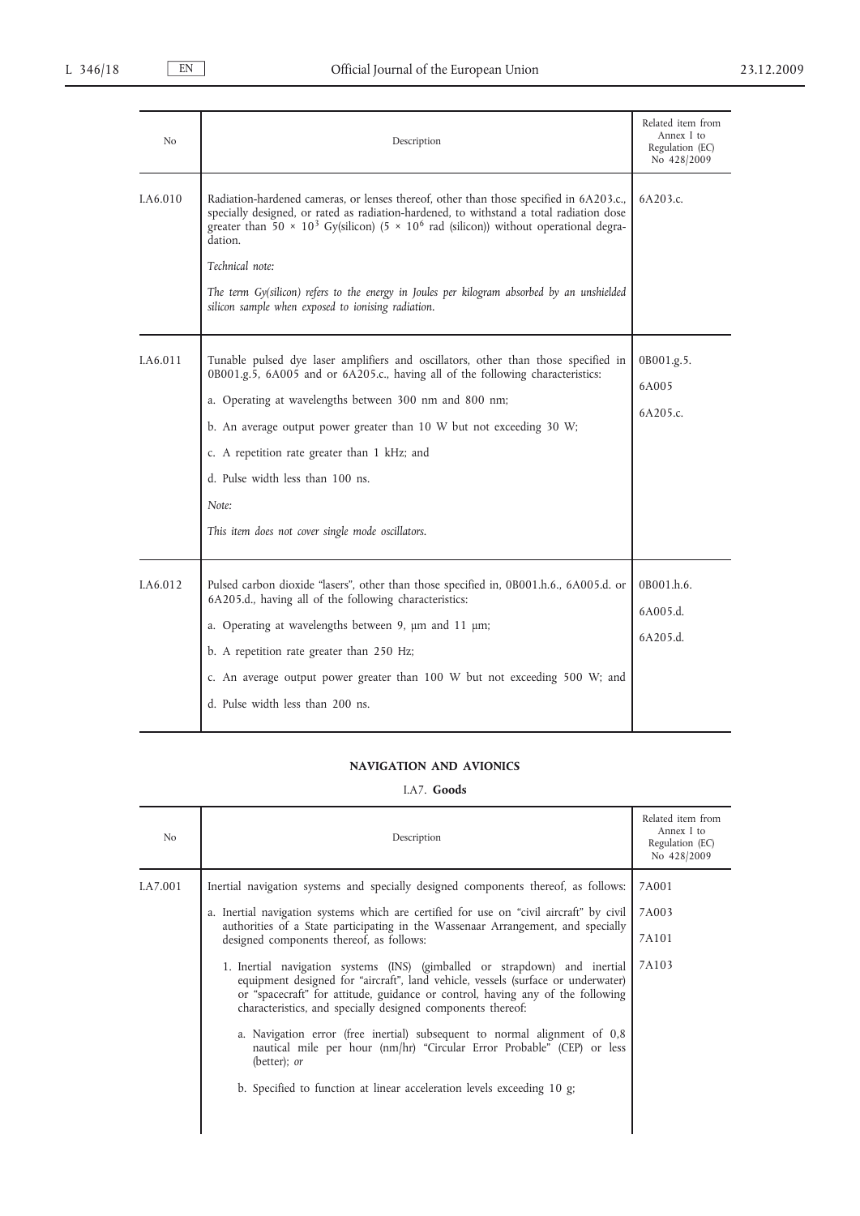| No | Description | Related item from Annex I to Regulation (EC) No 428/2009 |
|---|---|---|
| I.A6.010 | Radiation-hardened cameras, or lenses thereof, other than those specified in 6A203.c., specially designed, or rated as radiation-hardened, to withstand a total radiation dose greater than $50 \times 10^3$ Gy(silicon) ($5 \times 10^6$ rad (silicon)) without operational degradation.<br><br>*Technical note:*<br><br>*The term Gy(silicon) refers to the energy in Joules per kilogram absorbed by an unshielded silicon sample when exposed to ionising radiation.* | 6A203.c. |
| I.A6.011 | Tunable pulsed dye laser amplifiers and oscillators, other than those specified in 0B001.g.5, 6A005 and or 6A205.c., having all of the following characteristics:<br><br>a. Operating at wavelengths between 300 nm and 800 nm;<br><br>b. An average output power greater than 10 W but not exceeding 30 W;<br><br>c. A repetition rate greater than 1 kHz; and<br><br>d. Pulse width less than 100 ns.<br><br>*Note:*<br><br>*This item does not cover single mode oscillators.* | 0B001.g.5.<br><br>6A005<br><br>6A205.c. |
| I.A6.012 | Pulsed carbon dioxide "lasers", other than those specified in, 0B001.h.6., 6A005.d. or 6A205.d., having all of the following characteristics:<br><br>a. Operating at wavelengths between 9, µm and 11 µm;<br><br>b. A repetition rate greater than 250 Hz;<br><br>c. An average output power greater than 100 W but not exceeding 500 W; and<br><br>d. Pulse width less than 200 ns. | 0B001.h.6.<br><br>6A005.d.<br><br>6A205.d. |

## NAVIGATION AND AVIONICS

### I.A7. **Goods**

| No | Description | Related item from Annex I to Regulation (EC) No 428/2009 |
|---|---|---|
| I.A7.001 | Inertial navigation systems and specially designed components thereof, as follows:<br><br>a. Inertial navigation systems which are certified for use on "civil aircraft" by civil authorities of a State participating in the Wassenaar Arrangement, and specially designed components thereof, as follows:<br><br>1. Inertial navigation systems (INS) (gimballed or strapdown) and inertial equipment designed for "aircraft", land vehicle, vessels (surface or underwater) or "spacecraft" for attitude, guidance or control, having any of the following characteristics, and specially designed components thereof:<br><br>a. Navigation error (free inertial) subsequent to normal alignment of 0,8 nautical mile per hour (nm/hr) "Circular Error Probable" (CEP) or less (better); *or*<br><br>b. Specified to function at linear acceleration levels exceeding 10 g; | 7A001<br><br>7A003<br><br>7A101<br><br>7A103 |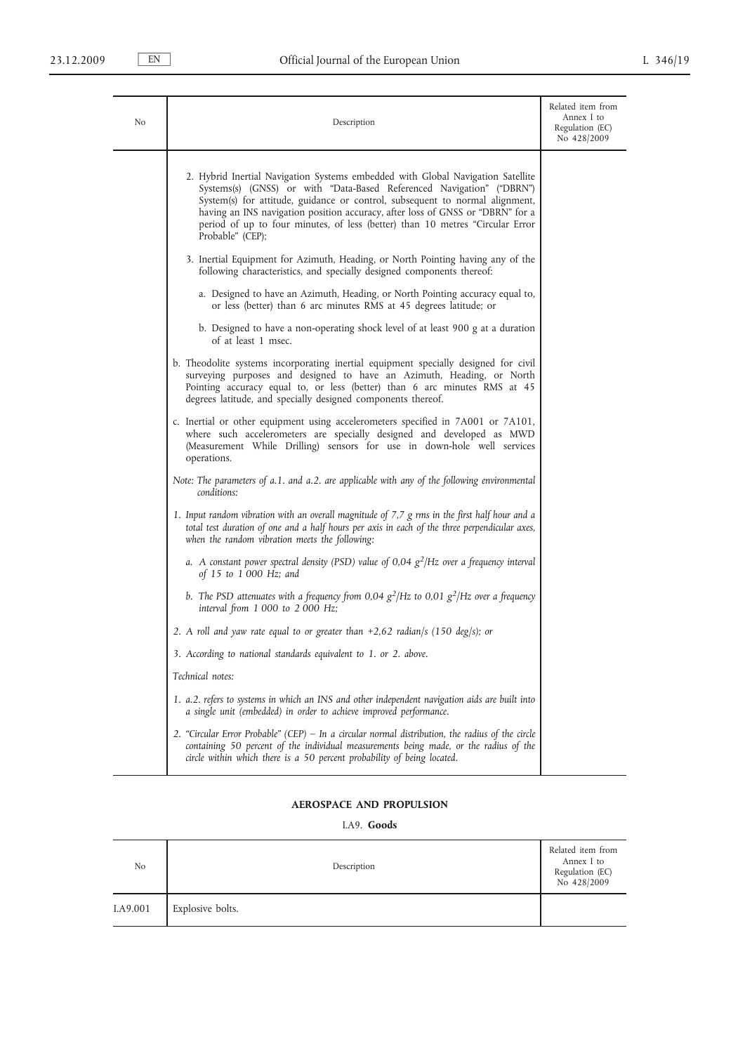| No | Description | Related item from Annex I to Regulation (EC) No 428/2009 |
|---|---|---|
| | 2. Hybrid Inertial Navigation Systems embedded with Global Navigation Satellite Systems(s) (GNSS) or with "Data-Based Referenced Navigation" ("DBRN") System(s) for attitude, guidance or control, subsequent to normal alignment, having an INS navigation position accuracy, after loss of GNSS or "DBRN" for a period of up to four minutes, of less (better) than 10 metres "Circular Error Probable" (CEP);<br><br>3. Inertial Equipment for Azimuth, Heading, or North Pointing having any of the following characteristics, and specially designed components thereof:<br><br>a. Designed to have an Azimuth, Heading, or North Pointing accuracy equal to, or less (better) than 6 arc minutes RMS at 45 degrees latitude; or<br><br>b. Designed to have a non-operating shock level of at least 900 g at a duration of at least 1 msec.<br><br>b. Theodolite systems incorporating inertial equipment specially designed for civil surveying purposes and designed to have an Azimuth, Heading, or North Pointing accuracy equal to, or less (better) than 6 arc minutes RMS at 45 degrees latitude, and specially designed components thereof.<br><br>c. Inertial or other equipment using accelerometers specified in 7A001 or 7A101, where such accelerometers are specially designed and developed as MWD (Measurement While Drilling) sensors for use in down-hole well services operations.<br><br>*Note: The parameters of a.1. and a.2. are applicable with any of the following environmental conditions:*<br><br>*1. Input random vibration with an overall magnitude of 7,7 g rms in the first half hour and a total test duration of one and a half hours per axis in each of the three perpendicular axes, when the random vibration meets the following:*<br><br>*a. A constant power spectral density (PSD) value of 0,04 $g^2$/Hz over a frequency interval of 15 to 1 000 Hz; and*<br><br>*b. The PSD attenuates with a frequency from 0,04 $g^2$/Hz to 0,01 $g^2$/Hz over a frequency interval from 1 000 to 2 000 Hz;*<br><br>*2. A roll and yaw rate equal to or greater than +2,62 radian/s (150 deg/s); or*<br><br>*3. According to national standards equivalent to 1. or 2. above.*<br><br>*Technical notes:*<br><br>*1. a.2. refers to systems in which an INS and other independent navigation aids are built into a single unit (embedded) in order to achieve improved performance.*<br><br>*2. "Circular Error Probable" (CEP) – In a circular normal distribution, the radius of the circle containing 50 percent of the individual measurements being made, or the radius of the circle within which there is a 50 percent probability of being located.* | |

**AEROSPACE AND PROPULSION**

I.A9. **Goods**

| No | Description | Related item from Annex I to Regulation (EC) No 428/2009 |
|---|---|---|
| I.A9.001 | Explosive bolts. | |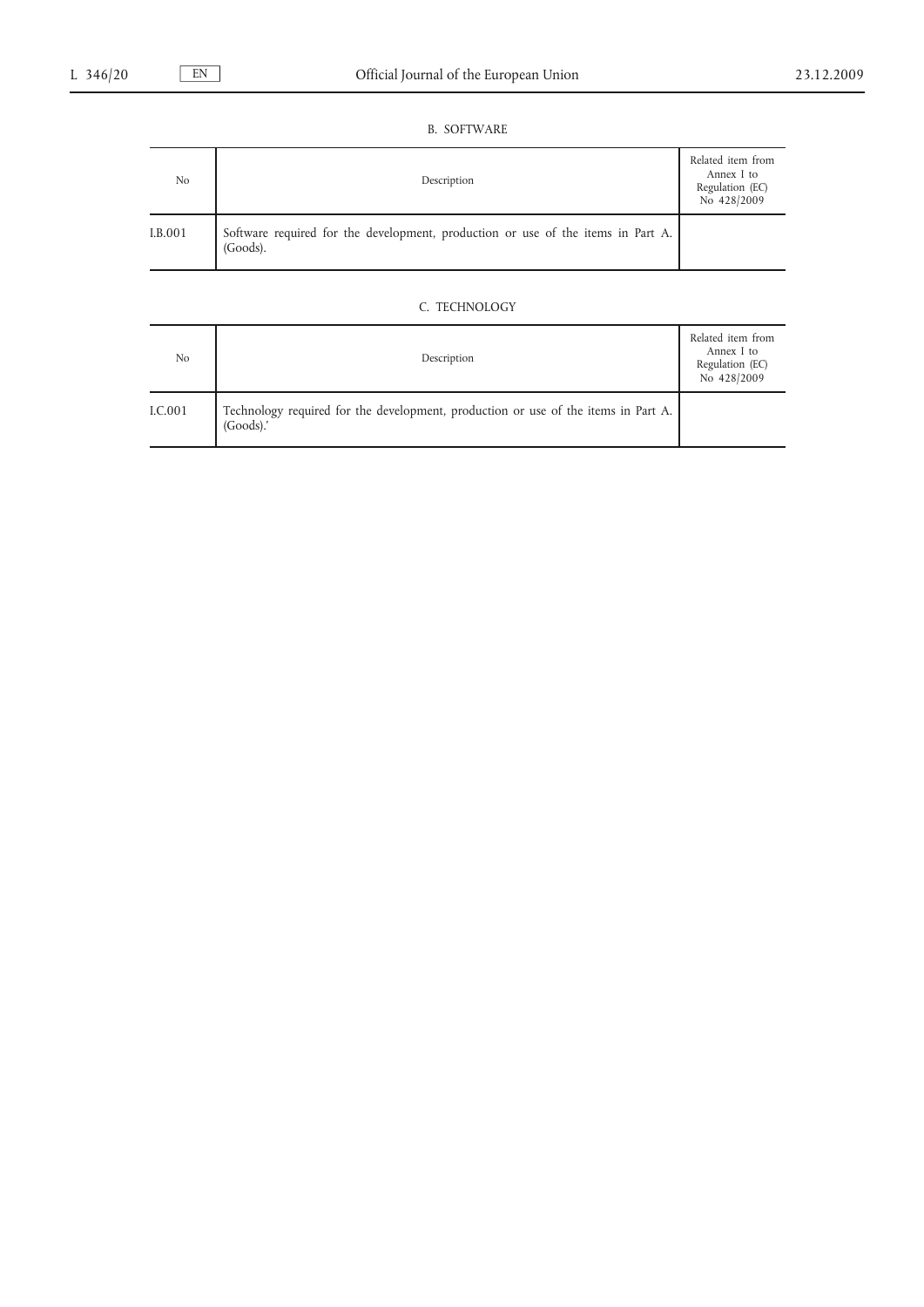B. SOFTWARE

| No | Description | Related item from Annex I to Regulation (EC) No 428/2009 |
|---|---|---|
| I.B.001 | Software required for the development, production or use of the items in Part A. (Goods). | |

C. TECHNOLOGY

| No | Description | Related item from Annex I to Regulation (EC) No 428/2009 |
|---|---|---|
| I.C.001 | Technology required for the development, production or use of the items in Part A. (Goods).' | |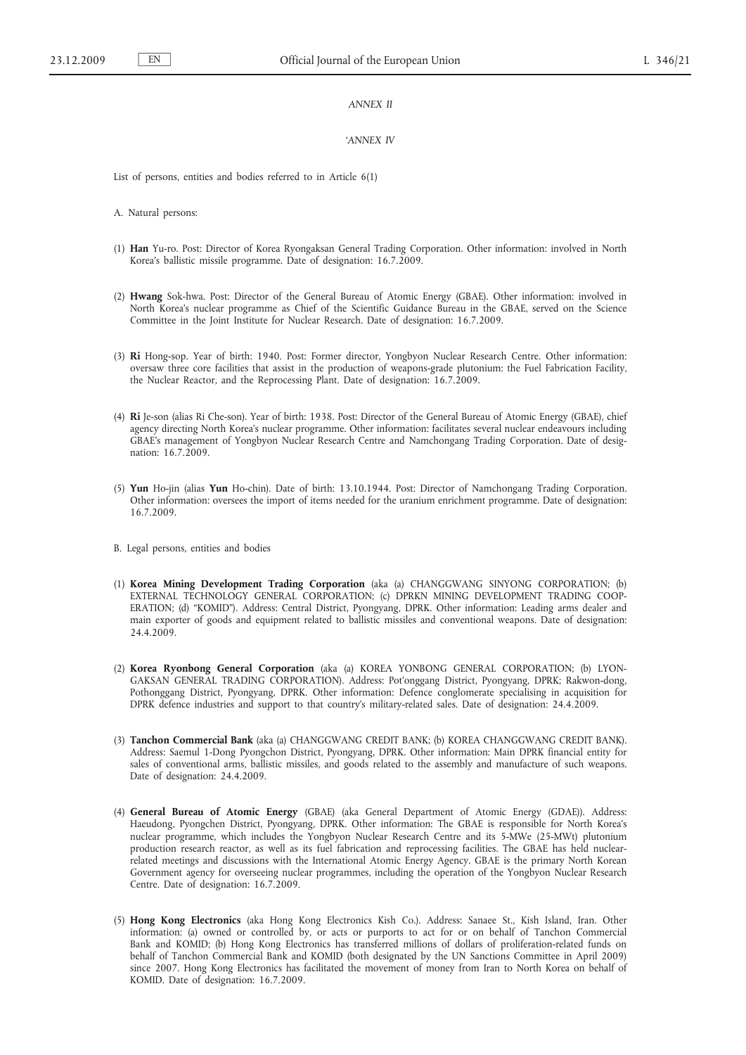*ANNEX II*

*'ANNEX IV*

List of persons, entities and bodies referred to in Article 6(1)

A. Natural persons:

(1) **Han** Yu-ro. Post: Director of Korea Ryongaksan General Trading Corporation. Other information: involved in North Korea's ballistic missile programme. Date of designation: 16.7.2009.

(2) **Hwang** Sok-hwa. Post: Director of the General Bureau of Atomic Energy (GBAE). Other information: involved in North Korea's nuclear programme as Chief of the Scientific Guidance Bureau in the GBAE, served on the Science Committee in the Joint Institute for Nuclear Research. Date of designation: 16.7.2009.

(3) **Ri** Hong-sop. Year of birth: 1940. Post: Former director, Yongbyon Nuclear Research Centre. Other information: oversaw three core facilities that assist in the production of weapons-grade plutonium: the Fuel Fabrication Facility, the Nuclear Reactor, and the Reprocessing Plant. Date of designation: 16.7.2009.

(4) **Ri** Je-son (alias Ri Che-son). Year of birth: 1938. Post: Director of the General Bureau of Atomic Energy (GBAE), chief agency directing North Korea's nuclear programme. Other information: facilitates several nuclear endeavours including GBAE's management of Yongbyon Nuclear Research Centre and Namchongang Trading Corporation. Date of designation: 16.7.2009.

(5) **Yun** Ho-jin (alias **Yun** Ho-chin). Date of birth: 13.10.1944. Post: Director of Namchongang Trading Corporation. Other information: oversees the import of items needed for the uranium enrichment programme. Date of designation: 16.7.2009.

B. Legal persons, entities and bodies

(1) **Korea Mining Development Trading Corporation** (aka (a) CHANGGWANG SINYONG CORPORATION; (b) EXTERNAL TECHNOLOGY GENERAL CORPORATION; (c) DPRKN MINING DEVELOPMENT TRADING COOPERATION; (d) "KOMID"). Address: Central District, Pyongyang, DPRK. Other information: Leading arms dealer and main exporter of goods and equipment related to ballistic missiles and conventional weapons. Date of designation: 24.4.2009.

(2) **Korea Ryonbong General Corporation** (aka (a) KOREA YONBONG GENERAL CORPORATION; (b) LYONGAKSAN GENERAL TRADING CORPORATION). Address: Pot'onggang District, Pyongyang, DPRK; Rakwon-dong, Pothonggang District, Pyongyang, DPRK. Other information: Defence conglomerate specialising in acquisition for DPRK defence industries and support to that country's military-related sales. Date of designation: 24.4.2009.

(3) **Tanchon Commercial Bank** (aka (a) CHANGGWANG CREDIT BANK; (b) KOREA CHANGGWANG CREDIT BANK). Address: Saemul 1-Dong Pyongchon District, Pyongyang, DPRK. Other information: Main DPRK financial entity for sales of conventional arms, ballistic missiles, and goods related to the assembly and manufacture of such weapons. Date of designation: 24.4.2009.

(4) **General Bureau of Atomic Energy** (GBAE) (aka General Department of Atomic Energy (GDAE)). Address: Haeudong, Pyongchen District, Pyongyang, DPRK. Other information: The GBAE is responsible for North Korea's nuclear programme, which includes the Yongbyon Nuclear Research Centre and its 5-MWe (25-MWt) plutonium production research reactor, as well as its fuel fabrication and reprocessing facilities. The GBAE has held nuclear-related meetings and discussions with the International Atomic Energy Agency. GBAE is the primary North Korean Government agency for overseeing nuclear programmes, including the operation of the Yongbyon Nuclear Research Centre. Date of designation: 16.7.2009.

(5) **Hong Kong Electronics** (aka Hong Kong Electronics Kish Co.). Address: Sanaee St., Kish Island, Iran. Other information: (a) owned or controlled by, or acts or purports to act for or on behalf of Tanchon Commercial Bank and KOMID; (b) Hong Kong Electronics has transferred millions of dollars of proliferation-related funds on behalf of Tanchon Commercial Bank and KOMID (both designated by the UN Sanctions Committee in April 2009) since 2007. Hong Kong Electronics has facilitated the movement of money from Iran to North Korea on behalf of KOMID. Date of designation: 16.7.2009.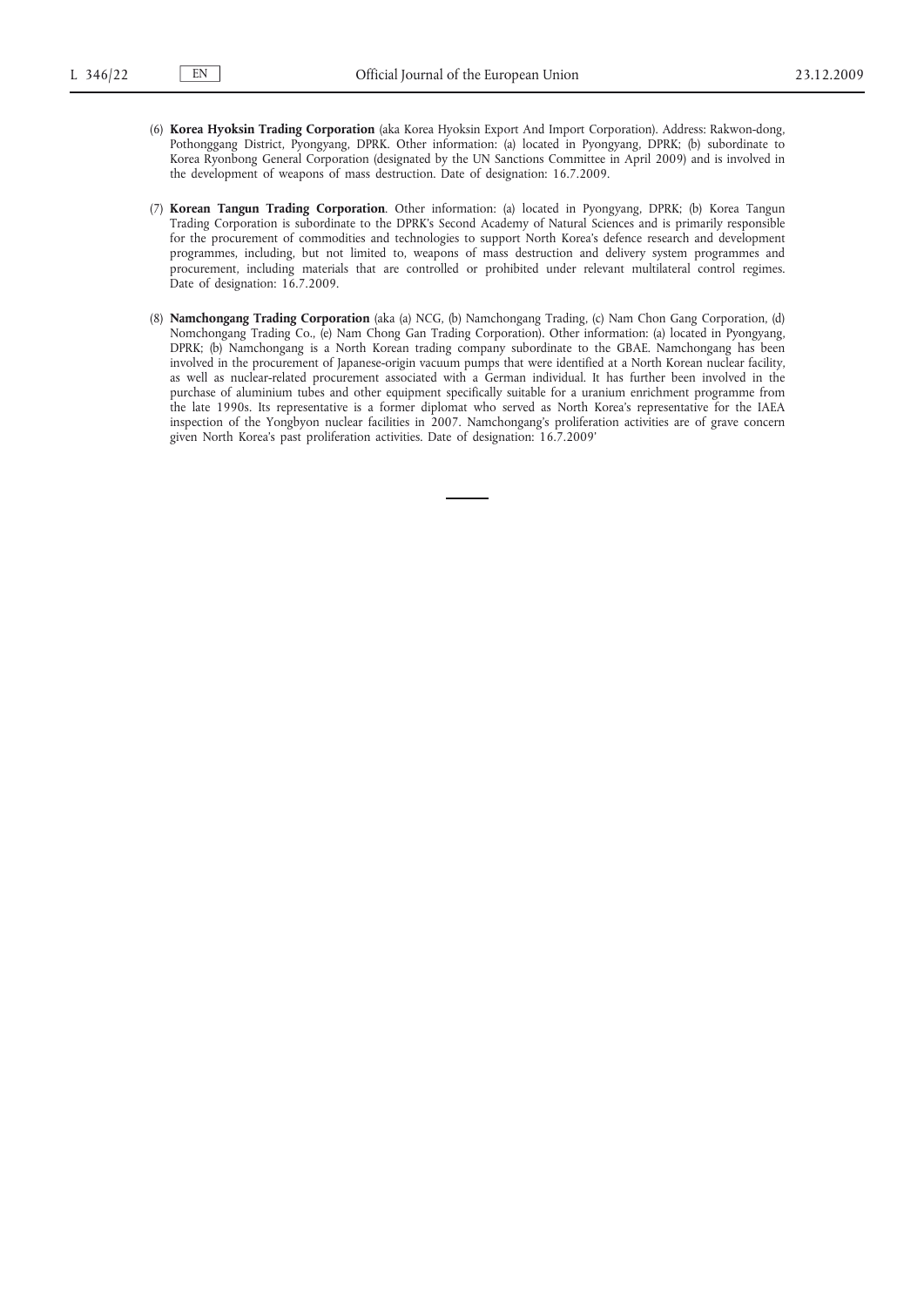(6) **Korea Hyoksin Trading Corporation** (aka Korea Hyoksin Export And Import Corporation). Address: Rakwon-dong, Pothonggang District, Pyongyang, DPRK. Other information: (a) located in Pyongyang, DPRK; (b) subordinate to Korea Ryonbong General Corporation (designated by the UN Sanctions Committee in April 2009) and is involved in the development of weapons of mass destruction. Date of designation: 16.7.2009.

(7) **Korean Tangun Trading Corporation**. Other information: (a) located in Pyongyang, DPRK; (b) Korea Tangun Trading Corporation is subordinate to the DPRK's Second Academy of Natural Sciences and is primarily responsible for the procurement of commodities and technologies to support North Korea's defence research and development programmes, including, but not limited to, weapons of mass destruction and delivery system programmes and procurement, including materials that are controlled or prohibited under relevant multilateral control regimes. Date of designation: 16.7.2009.

(8) **Namchongang Trading Corporation** (aka (a) NCG, (b) Namchongang Trading, (c) Nam Chon Gang Corporation, (d) Nomchongang Trading Co., (e) Nam Chong Gan Trading Corporation). Other information: (a) located in Pyongyang, DPRK; (b) Namchongang is a North Korean trading company subordinate to the GBAE. Namchongang has been involved in the procurement of Japanese-origin vacuum pumps that were identified at a North Korean nuclear facility, as well as nuclear-related procurement associated with a German individual. It has further been involved in the purchase of aluminium tubes and other equipment specifically suitable for a uranium enrichment programme from the late 1990s. Its representative is a former diplomat who served as North Korea's representative for the IAEA inspection of the Yongbyon nuclear facilities in 2007. Namchongang's proliferation activities are of grave concern given North Korea's past proliferation activities. Date of designation: 16.7.2009'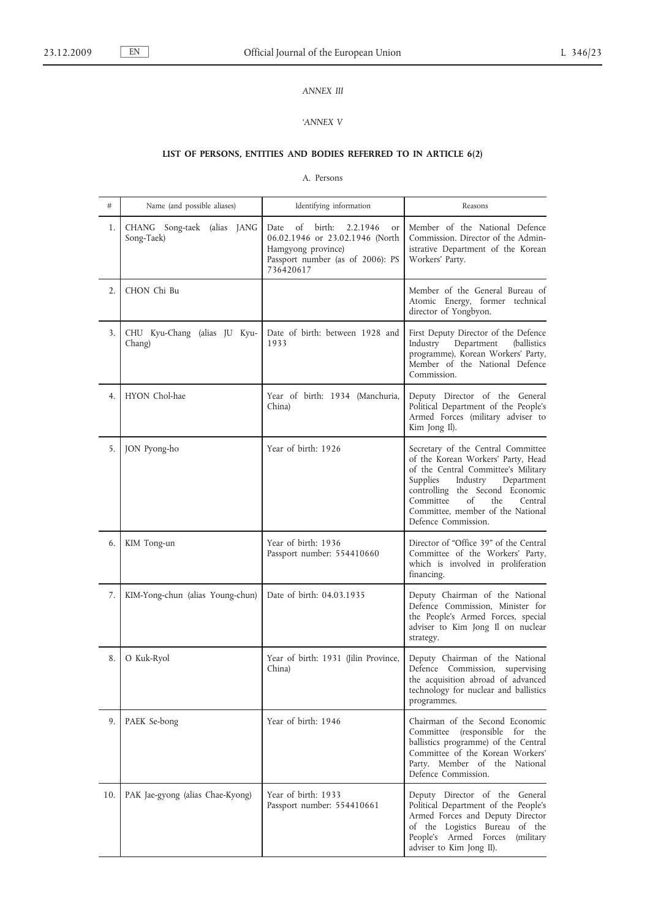*ANNEX III*

*'ANNEX V*

**LIST OF PERSONS, ENTITIES AND BODIES REFERRED TO IN ARTICLE 6(2)**

A. Persons

| # | Name (and possible aliases) | Identifying information | Reasons |
|---|---|---|---|
| 1. | CHANG Song-taek (alias JANG Song-Taek) | Date of birth: 2.2.1946 or 06.02.1946 or 23.02.1946 (North Hamgyong province) Passport number (as of 2006): PS 736420617 | Member of the National Defence Commission. Director of the Administrative Department of the Korean Workers' Party. |
| 2. | CHON Chi Bu | | Member of the General Bureau of Atomic Energy, former technical director of Yongbyon. |
| 3. | CHU Kyu-Chang (alias JU Kyu-Chang) | Date of birth: between 1928 and 1933 | First Deputy Director of the Defence Industry Department (ballistics programme), Korean Workers' Party, Member of the National Defence Commission. |
| 4. | HYON Chol-hae | Year of birth: 1934 (Manchuria, China) | Deputy Director of the General Political Department of the People's Armed Forces (military adviser to Kim Jong Il). |
| 5. | JON Pyong-ho | Year of birth: 1926 | Secretary of the Central Committee of the Korean Workers' Party, Head of the Central Committee's Military Supplies Industry Department controlling the Second Economic Committee of the Central Committee, member of the National Defence Commission. |
| 6. | KIM Tong-un | Year of birth: 1936 Passport number: 554410660 | Director of "Office 39" of the Central Committee of the Workers' Party, which is involved in proliferation financing. |
| 7. | KIM-Yong-chun (alias Young-chun) | Date of birth: 04.03.1935 | Deputy Chairman of the National Defence Commission, Minister for the People's Armed Forces, special adviser to Kim Jong Il on nuclear strategy. |
| 8. | O Kuk-Ryol | Year of birth: 1931 (Jilin Province, China) | Deputy Chairman of the National Defence Commission, supervising the acquisition abroad of advanced technology for nuclear and ballistics programmes. |
| 9. | PAEK Se-bong | Year of birth: 1946 | Chairman of the Second Economic Committee (responsible for the ballistics programme) of the Central Committee of the Korean Workers' Party. Member of the National Defence Commission. |
| 10. | PAK Jae-gyong (alias Chae-Kyong) | Year of birth: 1933 Passport number: 554410661 | Deputy Director of the General Political Department of the People's Armed Forces and Deputy Director of the Logistics Bureau of the People's Armed Forces (military adviser to Kim Jong Il). |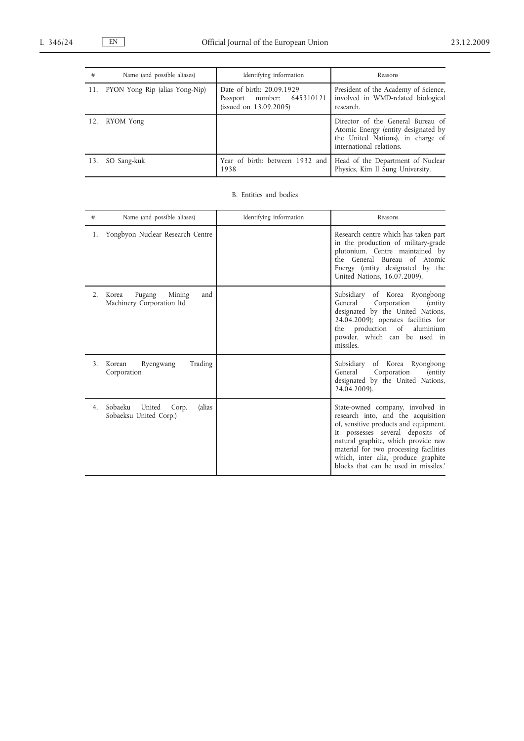| # | Name (and possible aliases) | Identifying information | Reasons |
|---|---|---|---|
| 11. | PYON Yong Rip (alias Yong-Nip) | Date of birth: 20.09.1929 Passport number: 645310121 (issued on 13.09.2005) | President of the Academy of Science, involved in WMD-related biological research. |
| 12. | RYOM Yong | | Director of the General Bureau of Atomic Energy (entity designated by the United Nations), in charge of international relations. |
| 13. | SO Sang-kuk | Year of birth: between 1932 and 1938 | Head of the Department of Nuclear Physics, Kim Il Sung University. |

B. Entities and bodies

| # | Name (and possible aliases) | Identifying information | Reasons |
|---|---|---|---|
| 1. | Yongbyon Nuclear Research Centre | | Research centre which has taken part in the production of military-grade plutonium. Centre maintained by the General Bureau of Atomic Energy (entity designated by the United Nations, 16.07.2009). |
| 2. | Korea Pugang Mining and Machinery Corporation ltd | | Subsidiary of Korea Ryongbong General Corporation (entity designated by the United Nations, 24.04.2009); operates facilities for the production of aluminium powder, which can be used in missiles. |
| 3. | Korean Ryengwang Trading Corporation | | Subsidiary of Korea Ryongbong General Corporation (entity designated by the United Nations, 24.04.2009). |
| 4. | Sobaeku United Corp. (alias Sobaeksu United Corp.) | | State-owned company, involved in research into, and the acquisition of, sensitive products and equipment. It possesses several deposits of natural graphite, which provide raw material for two processing facilities which, inter alia, produce graphite blocks that can be used in missiles.' |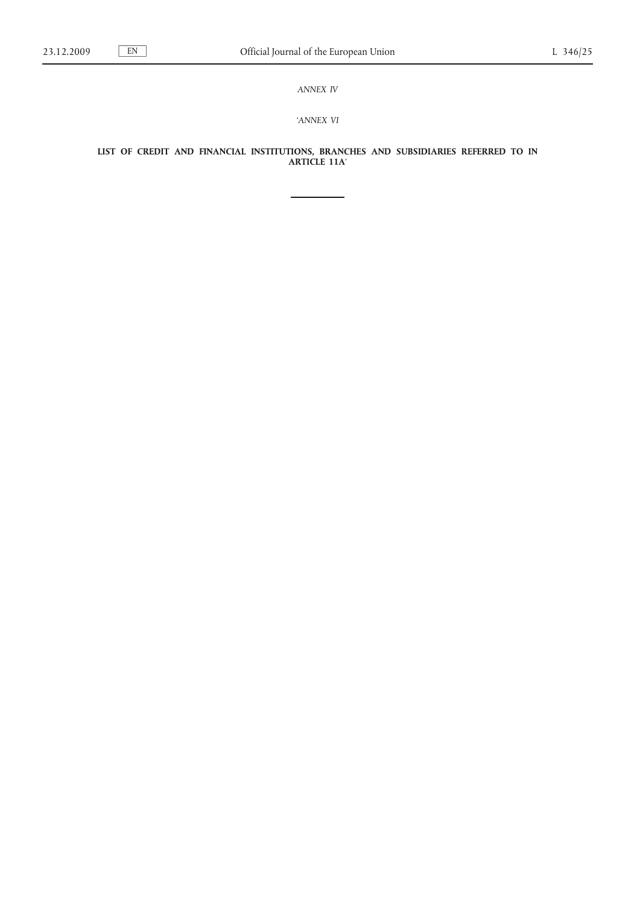*ANNEX IV*

*'ANNEX VI*

**LIST OF CREDIT AND FINANCIAL INSTITUTIONS, BRANCHES AND SUBSIDIARIES REFERRED TO IN ARTICLE 11A'**